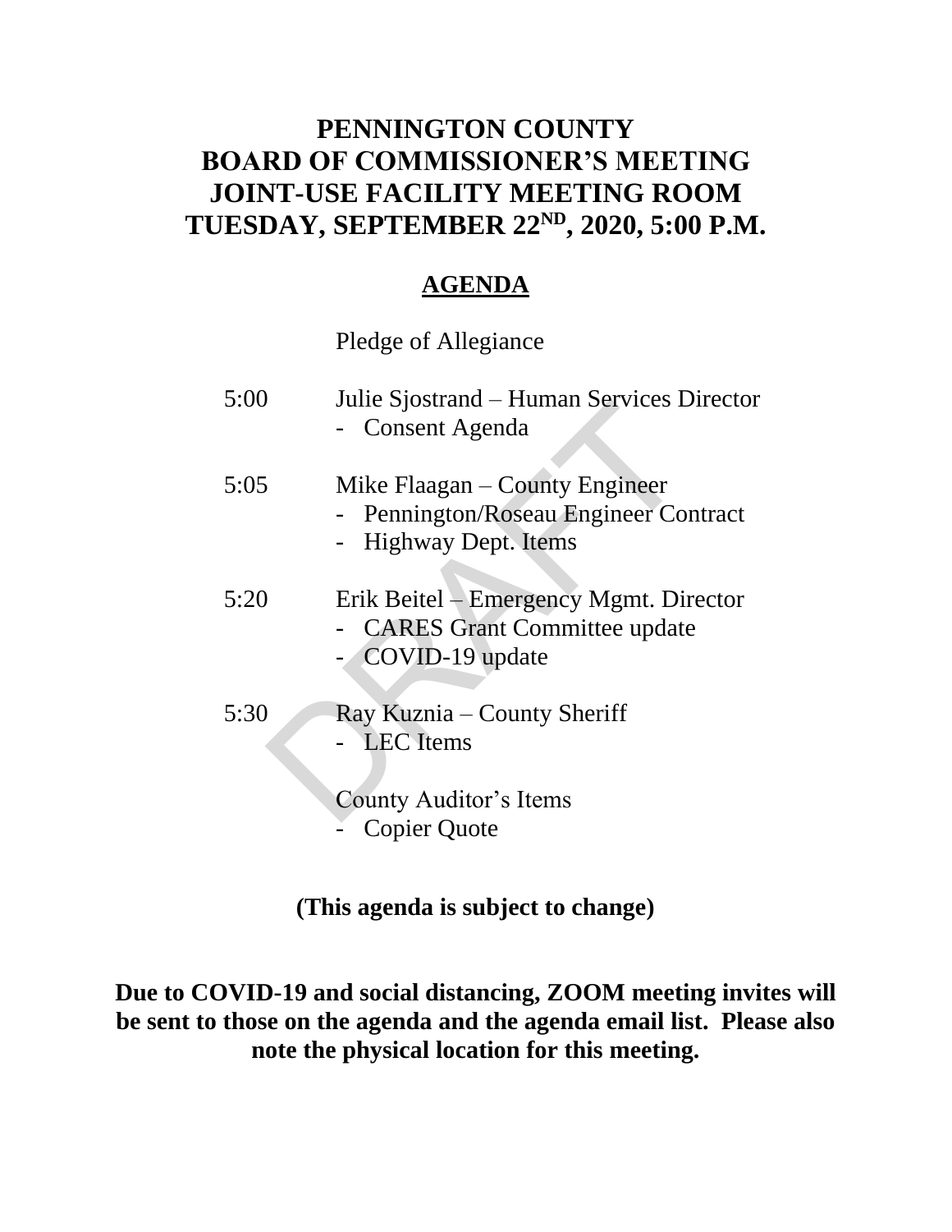# PENNINGTON COUNTY
# BOARD OF COMMISSIONER'S MEETING
# JOINT-USE FACILITY MEETING ROOM
# TUESDAY, SEPTEMBER 22ND, 2020, 5:00 P.M.

## AGENDA

Pledge of Allegiance

5:00 Julie Sjostrand – Human Services Director
- Consent Agenda

5:05 Mike Flaagan – County Engineer
- Pennington/Roseau Engineer Contract
- Highway Dept. Items

5:20 Erik Beitel – Emergency Mgmt. Director
- CARES Grant Committee update
- COVID-19 update

5:30 Ray Kuznia – County Sheriff
- LEC Items

County Auditor's Items
- Copier Quote

**(This agenda is subject to change)**

**Due to COVID-19 and social distancing, ZOOM meeting invites will be sent to those on the agenda and the agenda email list. Please also note the physical location for this meeting.**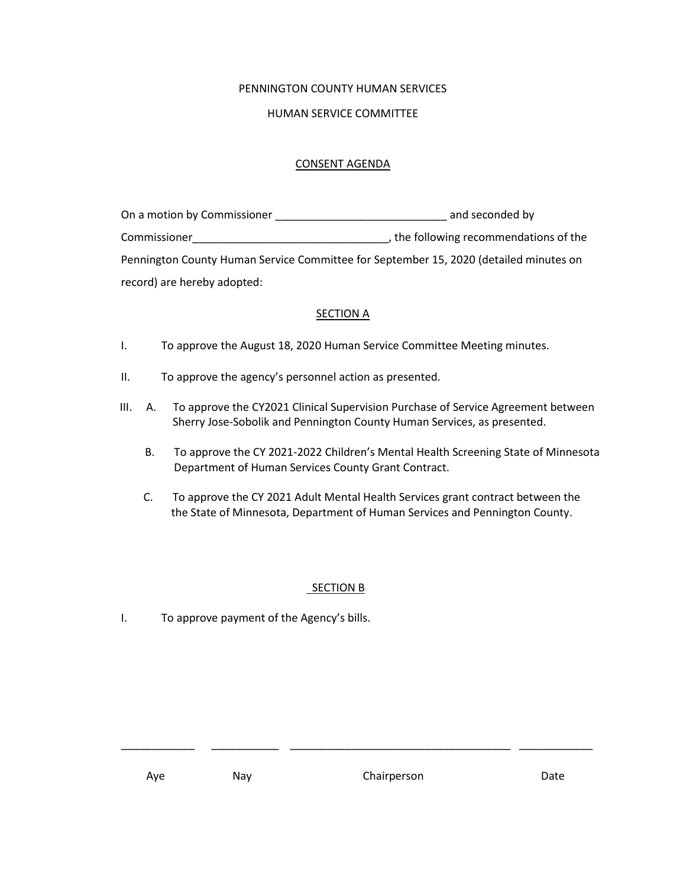PENNINGTON COUNTY HUMAN SERVICES

HUMAN SERVICE COMMITTEE

## CONSENT AGENDA

On a motion by Commissioner ___________________________ and seconded by Commissioner_______________________________, the following recommendations of the Pennington County Human Service Committee for September 15, 2020 (detailed minutes on record) are hereby adopted:

### SECTION A

I. To approve the August 18, 2020 Human Service Committee Meeting minutes.

II. To approve the agency's personnel action as presented.

III. A. To approve the CY2021 Clinical Supervision Purchase of Service Agreement between Sherry Jose-Sobolik and Pennington County Human Services, as presented.

B. To approve the CY 2021-2022 Children's Mental Health Screening State of Minnesota Department of Human Services County Grant Contract.

C. To approve the CY 2021 Adult Mental Health Services grant contract between the the State of Minnesota, Department of Human Services and Pennington County.

### SECTION B

I. To approve payment of the Agency's bills.

| ____________ | ___________ | ____________________________________ | ____________ |
|---|---|---|---|
| Aye | Nay | Chairperson | Date |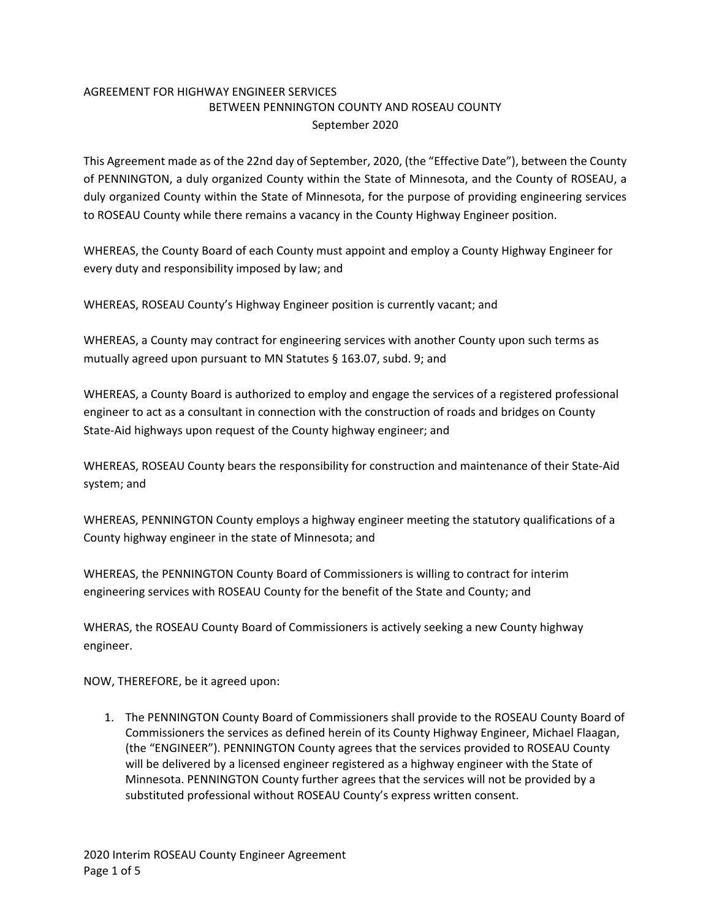# AGREEMENT FOR HIGHWAY ENGINEER SERVICES
## BETWEEN PENNINGTON COUNTY AND ROSEAU COUNTY
### September 2020

This Agreement made as of the 22nd day of September, 2020, (the "Effective Date"), between the County of PENNINGTON, a duly organized County within the State of Minnesota, and the County of ROSEAU, a duly organized County within the State of Minnesota, for the purpose of providing engineering services to ROSEAU County while there remains a vacancy in the County Highway Engineer position.

WHEREAS, the County Board of each County must appoint and employ a County Highway Engineer for every duty and responsibility imposed by law; and

WHEREAS, ROSEAU County's Highway Engineer position is currently vacant; and

WHEREAS, a County may contract for engineering services with another County upon such terms as mutually agreed upon pursuant to MN Statutes § 163.07, subd. 9; and

WHEREAS, a County Board is authorized to employ and engage the services of a registered professional engineer to act as a consultant in connection with the construction of roads and bridges on County State-Aid highways upon request of the County highway engineer; and

WHEREAS, ROSEAU County bears the responsibility for construction and maintenance of their State-Aid system; and

WHEREAS, PENNINGTON County employs a highway engineer meeting the statutory qualifications of a County highway engineer in the state of Minnesota; and

WHEREAS, the PENNINGTON County Board of Commissioners is willing to contract for interim engineering services with ROSEAU County for the benefit of the State and County; and

WHERAS, the ROSEAU County Board of Commissioners is actively seeking a new County highway engineer.

NOW, THEREFORE, be it agreed upon:

1. The PENNINGTON County Board of Commissioners shall provide to the ROSEAU County Board of Commissioners the services as defined herein of its County Highway Engineer, Michael Flaagan, (the "ENGINEER"). PENNINGTON County agrees that the services provided to ROSEAU County will be delivered by a licensed engineer registered as a highway engineer with the State of Minnesota. PENNINGTON County further agrees that the services will not be provided by a substituted professional without ROSEAU County's express written consent.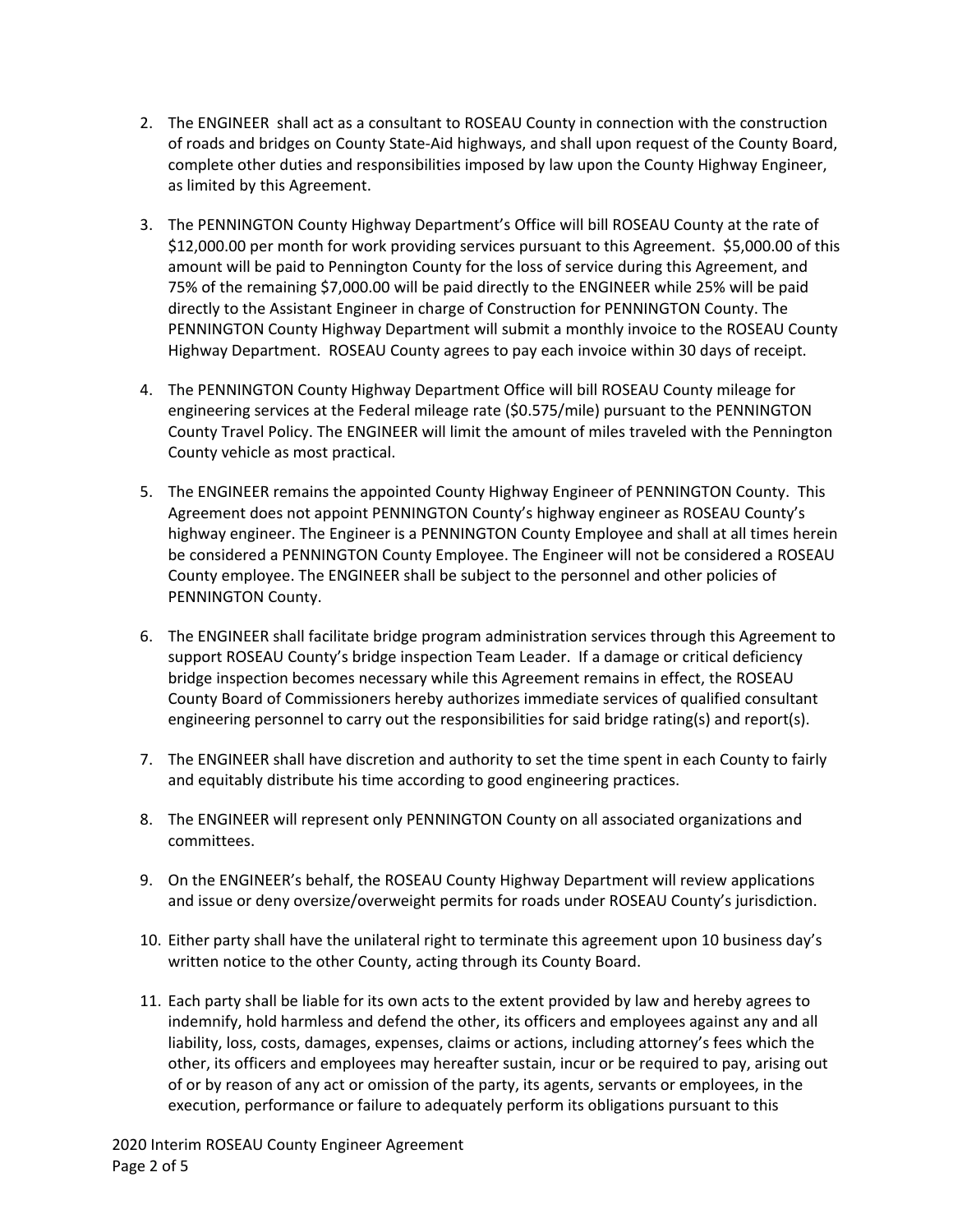2. The ENGINEER shall act as a consultant to ROSEAU County in connection with the construction of roads and bridges on County State-Aid highways, and shall upon request of the County Board, complete other duties and responsibilities imposed by law upon the County Highway Engineer, as limited by this Agreement.

3. The PENNINGTON County Highway Department's Office will bill ROSEAU County at the rate of $12,000.00 per month for work providing services pursuant to this Agreement. $5,000.00 of this amount will be paid to Pennington County for the loss of service during this Agreement, and 75% of the remaining $7,000.00 will be paid directly to the ENGINEER while 25% will be paid directly to the Assistant Engineer in charge of Construction for PENNINGTON County. The PENNINGTON County Highway Department will submit a monthly invoice to the ROSEAU County Highway Department. ROSEAU County agrees to pay each invoice within 30 days of receipt.

4. The PENNINGTON County Highway Department Office will bill ROSEAU County mileage for engineering services at the Federal mileage rate ($0.575/mile) pursuant to the PENNINGTON County Travel Policy. The ENGINEER will limit the amount of miles traveled with the Pennington County vehicle as most practical.

5. The ENGINEER remains the appointed County Highway Engineer of PENNINGTON County. This Agreement does not appoint PENNINGTON County's highway engineer as ROSEAU County's highway engineer. The Engineer is a PENNINGTON County Employee and shall at all times herein be considered a PENNINGTON County Employee. The Engineer will not be considered a ROSEAU County employee. The ENGINEER shall be subject to the personnel and other policies of PENNINGTON County.

6. The ENGINEER shall facilitate bridge program administration services through this Agreement to support ROSEAU County's bridge inspection Team Leader. If a damage or critical deficiency bridge inspection becomes necessary while this Agreement remains in effect, the ROSEAU County Board of Commissioners hereby authorizes immediate services of qualified consultant engineering personnel to carry out the responsibilities for said bridge rating(s) and report(s).

7. The ENGINEER shall have discretion and authority to set the time spent in each County to fairly and equitably distribute his time according to good engineering practices.

8. The ENGINEER will represent only PENNINGTON County on all associated organizations and committees.

9. On the ENGINEER's behalf, the ROSEAU County Highway Department will review applications and issue or deny oversize/overweight permits for roads under ROSEAU County's jurisdiction.

10. Either party shall have the unilateral right to terminate this agreement upon 10 business day's written notice to the other County, acting through its County Board.

11. Each party shall be liable for its own acts to the extent provided by law and hereby agrees to indemnify, hold harmless and defend the other, its officers and employees against any and all liability, loss, costs, damages, expenses, claims or actions, including attorney's fees which the other, its officers and employees may hereafter sustain, incur or be required to pay, arising out of or by reason of any act or omission of the party, its agents, servants or employees, in the execution, performance or failure to adequately perform its obligations pursuant to this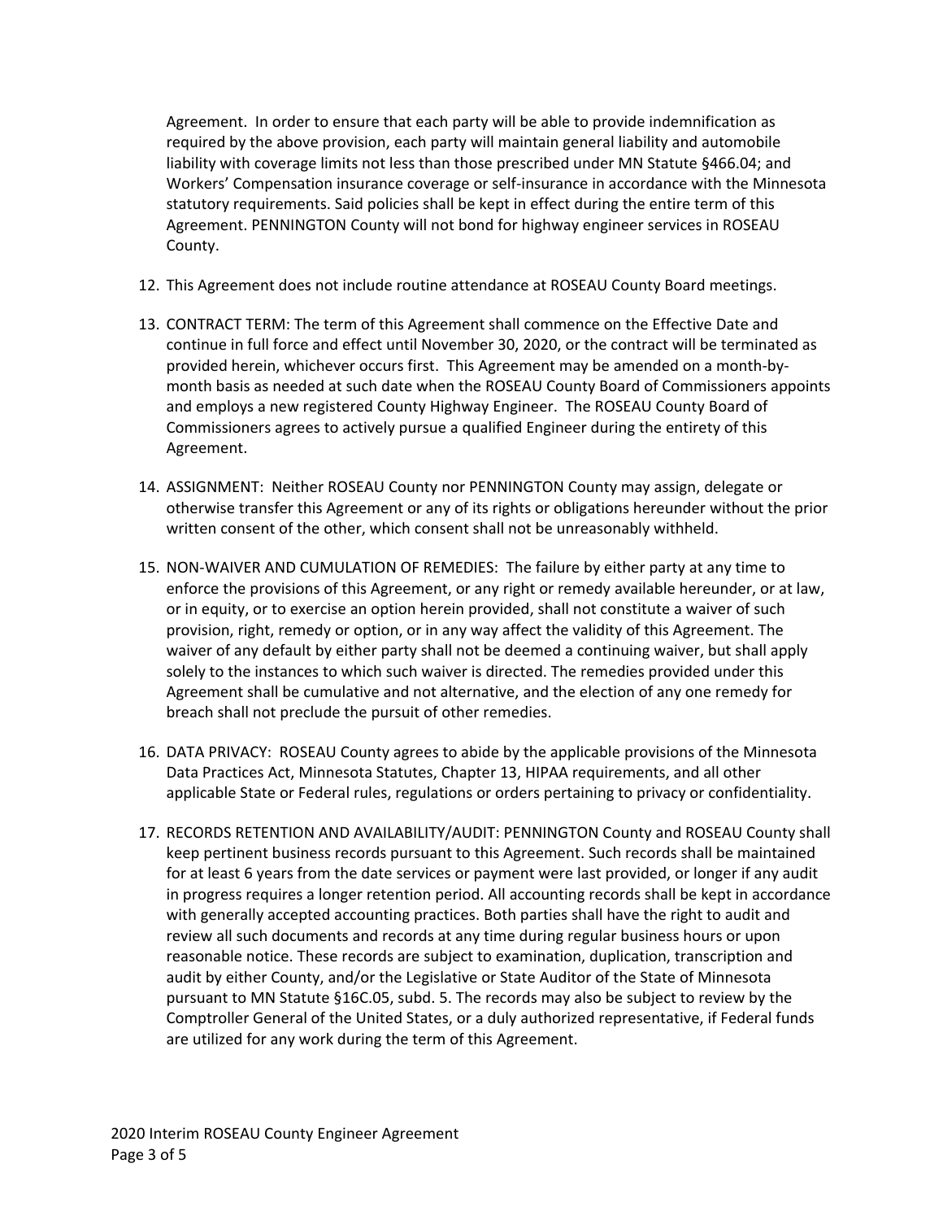Agreement. In order to ensure that each party will be able to provide indemnification as required by the above provision, each party will maintain general liability and automobile liability with coverage limits not less than those prescribed under MN Statute §466.04; and Workers' Compensation insurance coverage or self-insurance in accordance with the Minnesota statutory requirements. Said policies shall be kept in effect during the entire term of this Agreement. PENNINGTON County will not bond for highway engineer services in ROSEAU County.

12. This Agreement does not include routine attendance at ROSEAU County Board meetings.

13. CONTRACT TERM: The term of this Agreement shall commence on the Effective Date and continue in full force and effect until November 30, 2020, or the contract will be terminated as provided herein, whichever occurs first. This Agreement may be amended on a month-by-month basis as needed at such date when the ROSEAU County Board of Commissioners appoints and employs a new registered County Highway Engineer. The ROSEAU County Board of Commissioners agrees to actively pursue a qualified Engineer during the entirety of this Agreement.

14. ASSIGNMENT: Neither ROSEAU County nor PENNINGTON County may assign, delegate or otherwise transfer this Agreement or any of its rights or obligations hereunder without the prior written consent of the other, which consent shall not be unreasonably withheld.

15. NON-WAIVER AND CUMULATION OF REMEDIES: The failure by either party at any time to enforce the provisions of this Agreement, or any right or remedy available hereunder, or at law, or in equity, or to exercise an option herein provided, shall not constitute a waiver of such provision, right, remedy or option, or in any way affect the validity of this Agreement. The waiver of any default by either party shall not be deemed a continuing waiver, but shall apply solely to the instances to which such waiver is directed. The remedies provided under this Agreement shall be cumulative and not alternative, and the election of any one remedy for breach shall not preclude the pursuit of other remedies.

16. DATA PRIVACY: ROSEAU County agrees to abide by the applicable provisions of the Minnesota Data Practices Act, Minnesota Statutes, Chapter 13, HIPAA requirements, and all other applicable State or Federal rules, regulations or orders pertaining to privacy or confidentiality.

17. RECORDS RETENTION AND AVAILABILITY/AUDIT: PENNINGTON County and ROSEAU County shall keep pertinent business records pursuant to this Agreement. Such records shall be maintained for at least 6 years from the date services or payment were last provided, or longer if any audit in progress requires a longer retention period. All accounting records shall be kept in accordance with generally accepted accounting practices. Both parties shall have the right to audit and review all such documents and records at any time during regular business hours or upon reasonable notice. These records are subject to examination, duplication, transcription and audit by either County, and/or the Legislative or State Auditor of the State of Minnesota pursuant to MN Statute §16C.05, subd. 5. The records may also be subject to review by the Comptroller General of the United States, or a duly authorized representative, if Federal funds are utilized for any work during the term of this Agreement.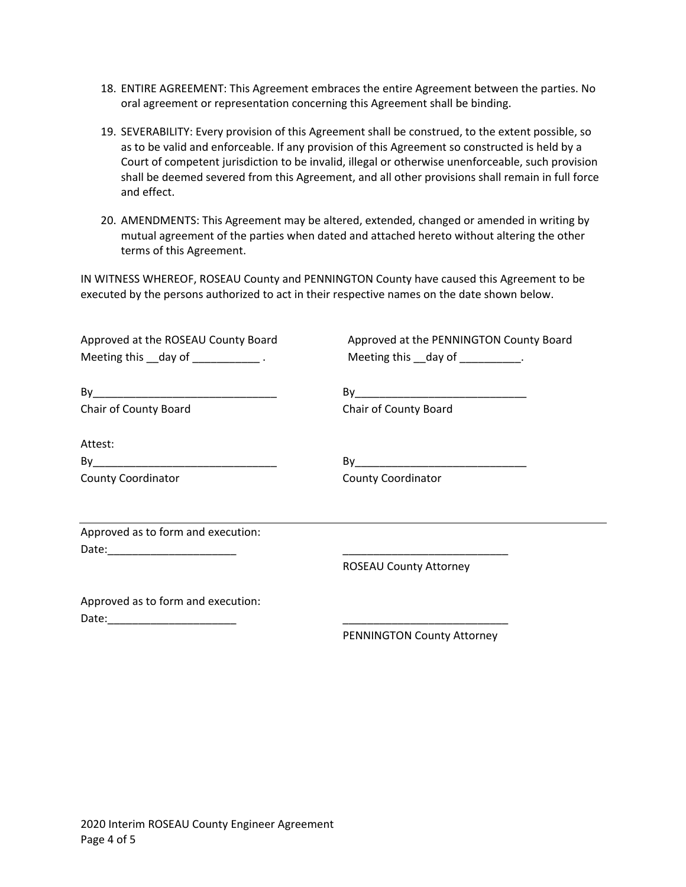18. ENTIRE AGREEMENT: This Agreement embraces the entire Agreement between the parties. No oral agreement or representation concerning this Agreement shall be binding.

19. SEVERABILITY: Every provision of this Agreement shall be construed, to the extent possible, so as to be valid and enforceable. If any provision of this Agreement so constructed is held by a Court of competent jurisdiction to be invalid, illegal or otherwise unenforceable, such provision shall be deemed severed from this Agreement, and all other provisions shall remain in full force and effect.

20. AMENDMENTS: This Agreement may be altered, extended, changed or amended in writing by mutual agreement of the parties when dated and attached hereto without altering the other terms of this Agreement.

IN WITNESS WHEREOF, ROSEAU County and PENNINGTON County have caused this Agreement to be executed by the persons authorized to act in their respective names on the date shown below.

Approved at the ROSEAU County Board Meeting this __day of ___________ .

By______________________________
Chair of County Board

Attest:
By______________________________
County Coordinator

Approved at the PENNINGTON County Board Meeting this __day of __________.

By____________________________
Chair of County Board

By____________________________
County Coordinator

---

Approved as to form and execution:
Date:_____________________

___________________________
ROSEAU County Attorney

Approved as to form and execution:
Date:_____________________

___________________________
PENNINGTON County Attorney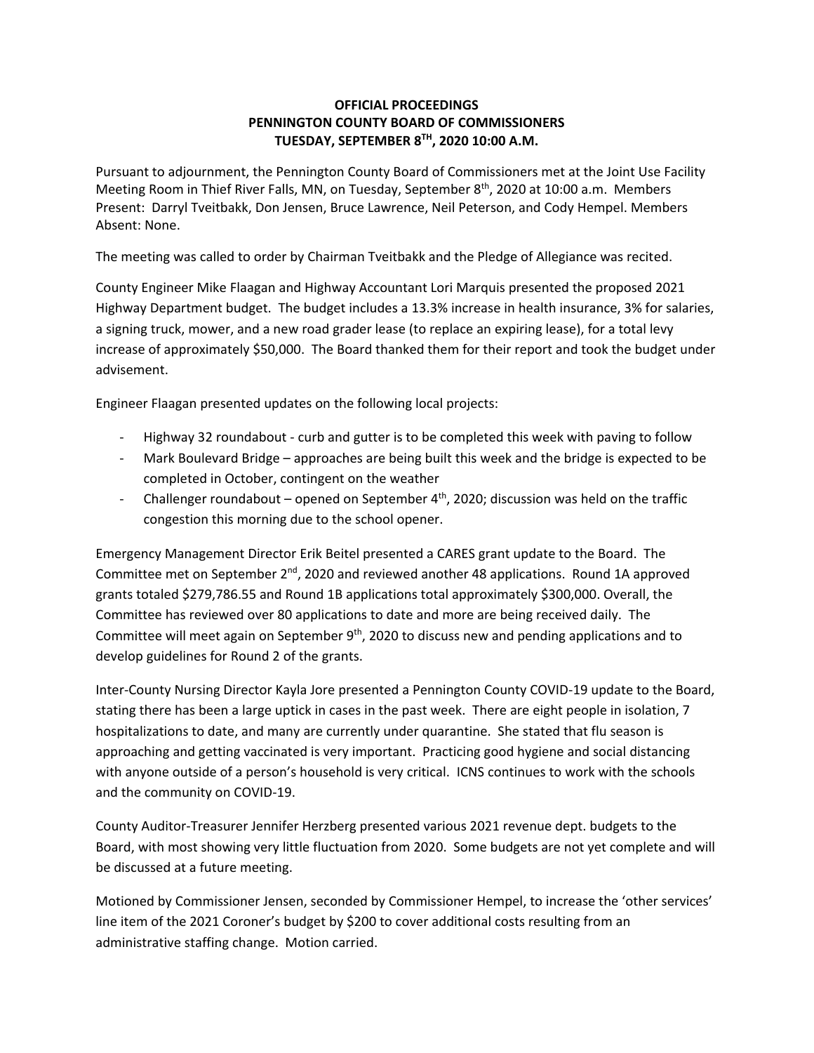**OFFICIAL PROCEEDINGS**
**PENNINGTON COUNTY BOARD OF COMMISSIONERS**
**TUESDAY, SEPTEMBER 8TH, 2020 10:00 A.M.**

Pursuant to adjournment, the Pennington County Board of Commissioners met at the Joint Use Facility Meeting Room in Thief River Falls, MN, on Tuesday, September 8th, 2020 at 10:00 a.m. Members Present: Darryl Tveitbakk, Don Jensen, Bruce Lawrence, Neil Peterson, and Cody Hempel. Members Absent: None.

The meeting was called to order by Chairman Tveitbakk and the Pledge of Allegiance was recited.

County Engineer Mike Flaagan and Highway Accountant Lori Marquis presented the proposed 2021 Highway Department budget. The budget includes a 13.3% increase in health insurance, 3% for salaries, a signing truck, mower, and a new road grader lease (to replace an expiring lease), for a total levy increase of approximately $50,000. The Board thanked them for their report and took the budget under advisement.

Engineer Flaagan presented updates on the following local projects:

- Highway 32 roundabout - curb and gutter is to be completed this week with paving to follow
- Mark Boulevard Bridge – approaches are being built this week and the bridge is expected to be completed in October, contingent on the weather
- Challenger roundabout – opened on September 4th, 2020; discussion was held on the traffic congestion this morning due to the school opener.

Emergency Management Director Erik Beitel presented a CARES grant update to the Board. The Committee met on September 2nd, 2020 and reviewed another 48 applications. Round 1A approved grants totaled $279,786.55 and Round 1B applications total approximately $300,000. Overall, the Committee has reviewed over 80 applications to date and more are being received daily. The Committee will meet again on September 9th, 2020 to discuss new and pending applications and to develop guidelines for Round 2 of the grants.

Inter-County Nursing Director Kayla Jore presented a Pennington County COVID-19 update to the Board, stating there has been a large uptick in cases in the past week. There are eight people in isolation, 7 hospitalizations to date, and many are currently under quarantine. She stated that flu season is approaching and getting vaccinated is very important. Practicing good hygiene and social distancing with anyone outside of a person's household is very critical. ICNS continues to work with the schools and the community on COVID-19.

County Auditor-Treasurer Jennifer Herzberg presented various 2021 revenue dept. budgets to the Board, with most showing very little fluctuation from 2020. Some budgets are not yet complete and will be discussed at a future meeting.

Motioned by Commissioner Jensen, seconded by Commissioner Hempel, to increase the 'other services' line item of the 2021 Coroner's budget by $200 to cover additional costs resulting from an administrative staffing change. Motion carried.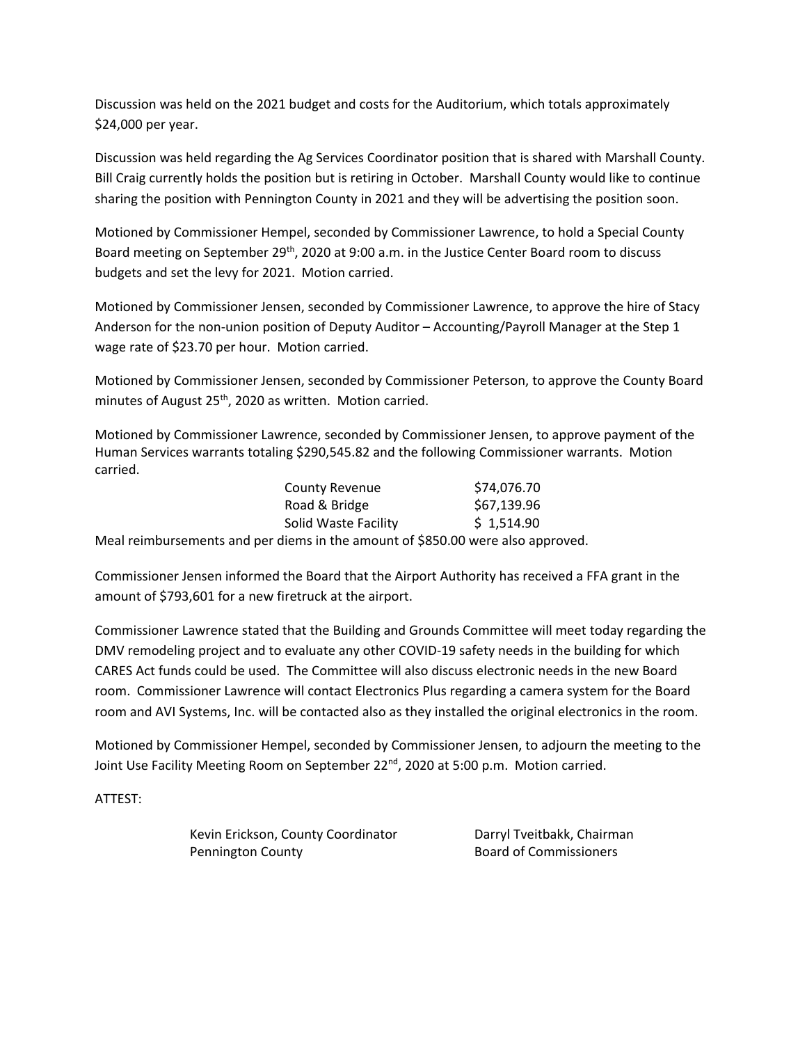Discussion was held on the 2021 budget and costs for the Auditorium, which totals approximately $24,000 per year.

Discussion was held regarding the Ag Services Coordinator position that is shared with Marshall County. Bill Craig currently holds the position but is retiring in October. Marshall County would like to continue sharing the position with Pennington County in 2021 and they will be advertising the position soon.

Motioned by Commissioner Hempel, seconded by Commissioner Lawrence, to hold a Special County Board meeting on September 29th, 2020 at 9:00 a.m. in the Justice Center Board room to discuss budgets and set the levy for 2021. Motion carried.

Motioned by Commissioner Jensen, seconded by Commissioner Lawrence, to approve the hire of Stacy Anderson for the non-union position of Deputy Auditor – Accounting/Payroll Manager at the Step 1 wage rate of $23.70 per hour. Motion carried.

Motioned by Commissioner Jensen, seconded by Commissioner Peterson, to approve the County Board minutes of August 25th, 2020 as written. Motion carried.

Motioned by Commissioner Lawrence, seconded by Commissioner Jensen, to approve payment of the Human Services warrants totaling $290,545.82 and the following Commissioner warrants. Motion carried.

| | |
|---|---|
| County Revenue | $74,076.70 |
| Road & Bridge | $67,139.96 |
| Solid Waste Facility | $ 1,514.90 |

Meal reimbursements and per diems in the amount of $850.00 were also approved.

Commissioner Jensen informed the Board that the Airport Authority has received a FFA grant in the amount of $793,601 for a new firetruck at the airport.

Commissioner Lawrence stated that the Building and Grounds Committee will meet today regarding the DMV remodeling project and to evaluate any other COVID-19 safety needs in the building for which CARES Act funds could be used. The Committee will also discuss electronic needs in the new Board room. Commissioner Lawrence will contact Electronics Plus regarding a camera system for the Board room and AVI Systems, Inc. will be contacted also as they installed the original electronics in the room.

Motioned by Commissioner Hempel, seconded by Commissioner Jensen, to adjourn the meeting to the Joint Use Facility Meeting Room on September 22nd, 2020 at 5:00 p.m. Motion carried.

ATTEST:

Kevin Erickson, County Coordinator
Pennington County

Darryl Tveitbakk, Chairman
Board of Commissioners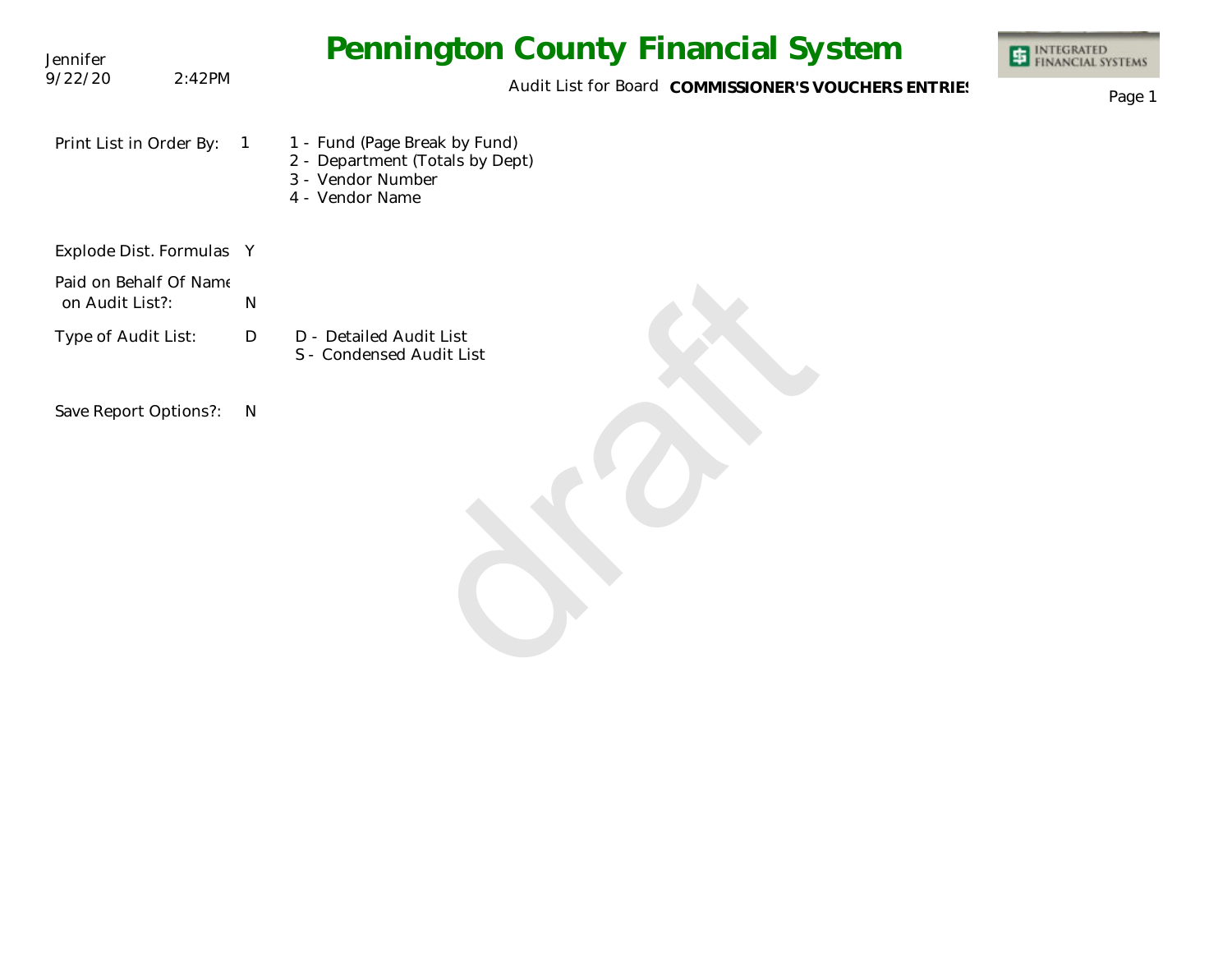# Pennington County Financial System

Jennifer
9/22/20 2:42PM

Audit List for Board **COMMISSIONER'S VOUCHERS ENTRIES**

Print List in Order By: 1

- 1 - Fund (Page Break by Fund)
- 2 - Department (Totals by Dept)
- 3 - Vendor Number
- 4 - Vendor Name

Explode Dist. Formulas Y

Paid on Behalf Of Name on Audit List?: N

Type of Audit List: D

- D - Detailed Audit List
- S - Condensed Audit List

Save Report Options?: N

draft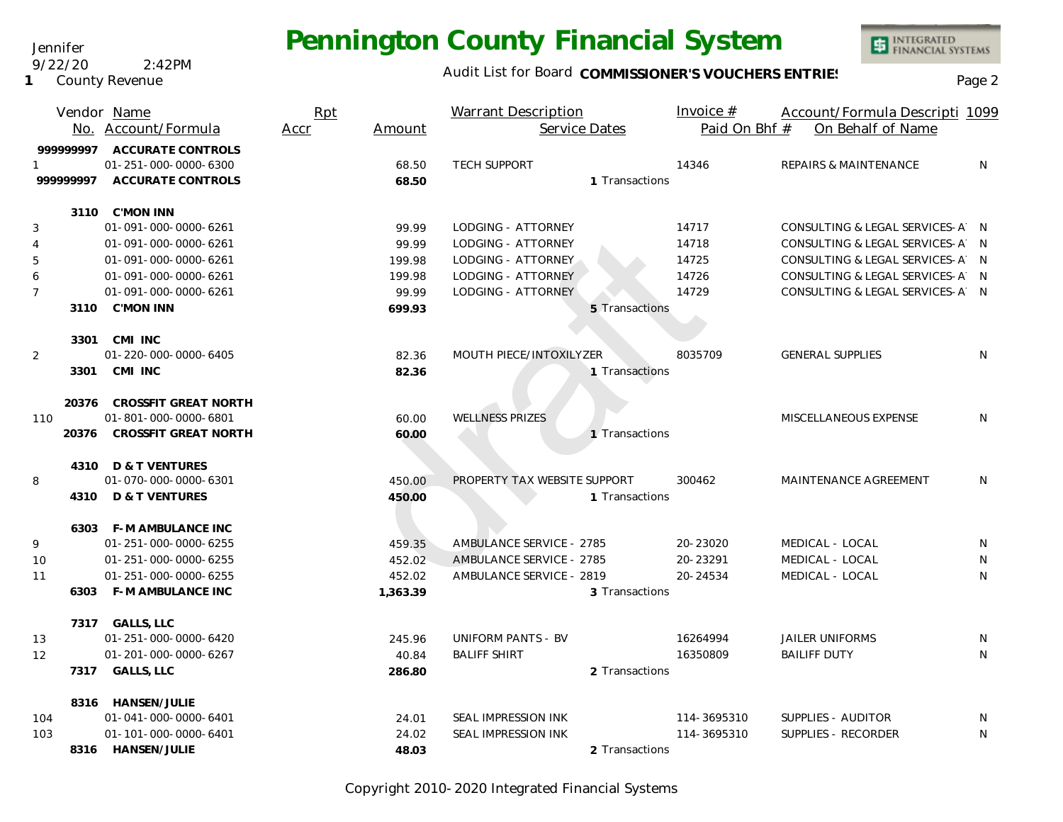# Pennington County Financial System

Jennifer
9/22/20 2:42PM
1 County Revenue

Audit List for Board **COMMISSIONER'S VOUCHERS ENTRIES**

| Vendor No. | Name / Account/Formula | Rpt Accr | Amount | Warrant Description / Service Dates | Invoice # / Paid On Bhf # | Account/Formula Description / On Behalf of Name | 1099 |
|---|---|---|---|---|---|---|---|
| 999999997 | **ACCURATE CONTROLS** | | | | | | |
| 1 | 01-251-000-0000-6300 | | 68.50 | TECH SUPPORT | 14346 | REPAIRS & MAINTENANCE | N |
| 999999997 | **ACCURATE CONTROLS** | | **68.50** | 1 Transactions | | | |
| 3110 | **C'MON INN** | | | | | | |
| 3 | 01-091-000-0000-6261 | | 99.99 | LODGING - ATTORNEY | 14717 | CONSULTING & LEGAL SERVICES-A | N |
| 4 | 01-091-000-0000-6261 | | 99.99 | LODGING - ATTORNEY | 14718 | CONSULTING & LEGAL SERVICES-A | N |
| 5 | 01-091-000-0000-6261 | | 199.98 | LODGING - ATTORNEY | 14725 | CONSULTING & LEGAL SERVICES-A | N |
| 6 | 01-091-000-0000-6261 | | 199.98 | LODGING - ATTORNEY | 14726 | CONSULTING & LEGAL SERVICES-A | N |
| 7 | 01-091-000-0000-6261 | | 99.99 | LODGING - ATTORNEY | 14729 | CONSULTING & LEGAL SERVICES-A | N |
| 3110 | **C'MON INN** | | **699.93** | 5 Transactions | | | |
| 3301 | **CMI INC** | | | | | | |
| 2 | 01-220-000-0000-6405 | | 82.36 | MOUTH PIECE/INTOXILYZER | 8035709 | GENERAL SUPPLIES | N |
| 3301 | **CMI INC** | | **82.36** | 1 Transactions | | | |
| 20376 | **CROSSFIT GREAT NORTH** | | | | | | |
| 110 | 01-801-000-0000-6801 | | 60.00 | WELLNESS PRIZES | | MISCELLANEOUS EXPENSE | N |
| 20376 | **CROSSFIT GREAT NORTH** | | **60.00** | 1 Transactions | | | |
| 4310 | **D & T VENTURES** | | | | | | |
| 8 | 01-070-000-0000-6301 | | 450.00 | PROPERTY TAX WEBSITE SUPPORT | 300462 | MAINTENANCE AGREEMENT | N |
| 4310 | **D & T VENTURES** | | **450.00** | 1 Transactions | | | |
| 6303 | **F-M AMBULANCE INC** | | | | | | |
| 9 | 01-251-000-0000-6255 | | 459.35 | AMBULANCE SERVICE - 2785 | 20-23020 | MEDICAL - LOCAL | N |
| 10 | 01-251-000-0000-6255 | | 452.02 | AMBULANCE SERVICE - 2785 | 20-23291 | MEDICAL - LOCAL | N |
| 11 | 01-251-000-0000-6255 | | 452.02 | AMBULANCE SERVICE - 2819 | 20-24534 | MEDICAL - LOCAL | N |
| 6303 | **F-M AMBULANCE INC** | | **1,363.39** | 3 Transactions | | | |
| 7317 | **GALLS, LLC** | | | | | | |
| 13 | 01-251-000-0000-6420 | | 245.96 | UNIFORM PANTS - BV | 16264994 | JAILER UNIFORMS | N |
| 12 | 01-201-000-0000-6267 | | 40.84 | BALIFF SHIRT | 16350809 | BAILIFF DUTY | N |
| 7317 | **GALLS, LLC** | | **286.80** | 2 Transactions | | | |
| 8316 | **HANSEN/JULIE** | | | | | | |
| 104 | 01-041-000-0000-6401 | | 24.01 | SEAL IMPRESSION INK | 114-3695310 | SUPPLIES - AUDITOR | N |
| 103 | 01-101-000-0000-6401 | | 24.02 | SEAL IMPRESSION INK | 114-3695310 | SUPPLIES - RECORDER | N |
| 8316 | **HANSEN/JULIE** | | **48.03** | 2 Transactions | | | |

Copyright 2010-2020 Integrated Financial Systems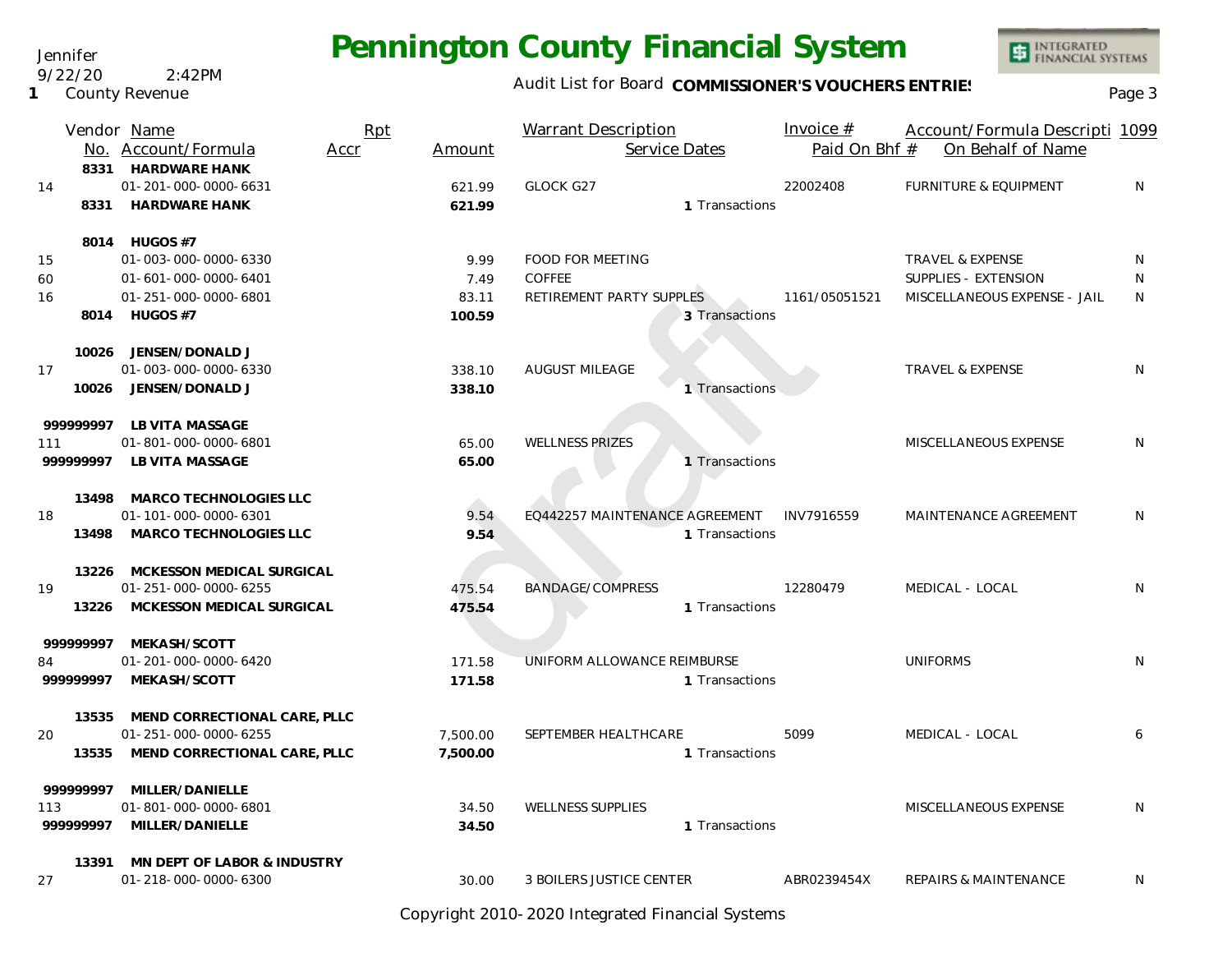# Pennington County Financial System

Jennifer
9/22/20 2:42PM
1 County Revenue

Audit List for Board **COMMISSIONER'S VOUCHERS ENTRIES**

| Vendor No. | Name / Account/Formula | Rpt Accr | Amount | Warrant Description / Service Dates | Invoice # / Paid On Bhf # | Account/Formula Description / On Behalf of Name | 1099 |
|---|---|---|---|---|---|---|---|
| 8331 | **HARDWARE HANK** | | | | | | |
| 14 | 01-201-000-0000-6631 | | 621.99 | GLOCK G27 | 22002408 | FURNITURE & EQUIPMENT | N |
| 8331 | **HARDWARE HANK** | | **621.99** | 1 Transactions | | | |
| 8014 | **HUGOS #7** | | | | | | |
| 15 | 01-003-000-0000-6330 | | 9.99 | FOOD FOR MEETING | | TRAVEL & EXPENSE | N |
| 60 | 01-601-000-0000-6401 | | 7.49 | COFFEE | | SUPPLIES - EXTENSION | N |
| 16 | 01-251-000-0000-6801 | | 83.11 | RETIREMENT PARTY SUPPLES | 1161/05051521 | MISCELLANEOUS EXPENSE - JAIL | N |
| 8014 | **HUGOS #7** | | **100.59** | 3 Transactions | | | |
| 10026 | **JENSEN/DONALD J** | | | | | | |
| 17 | 01-003-000-0000-6330 | | 338.10 | AUGUST MILEAGE | | TRAVEL & EXPENSE | N |
| 10026 | **JENSEN/DONALD J** | | **338.10** | 1 Transactions | | | |
| 999999997 | **LB VITA MASSAGE** | | | | | | |
| 111 | 01-801-000-0000-6801 | | 65.00 | WELLNESS PRIZES | | MISCELLANEOUS EXPENSE | N |
| 999999997 | **LB VITA MASSAGE** | | **65.00** | 1 Transactions | | | |
| 13498 | **MARCO TECHNOLOGIES LLC** | | | | | | |
| 18 | 01-101-000-0000-6301 | | 9.54 | EQ442257 MAINTENANCE AGREEMENT | INV7916559 | MAINTENANCE AGREEMENT | N |
| 13498 | **MARCO TECHNOLOGIES LLC** | | **9.54** | 1 Transactions | | | |
| 13226 | **MCKESSON MEDICAL SURGICAL** | | | | | | |
| 19 | 01-251-000-0000-6255 | | 475.54 | BANDAGE/COMPRESS | 12280479 | MEDICAL - LOCAL | N |
| 13226 | **MCKESSON MEDICAL SURGICAL** | | **475.54** | 1 Transactions | | | |
| 999999997 | **MEKASH/SCOTT** | | | | | | |
| 84 | 01-201-000-0000-6420 | | 171.58 | UNIFORM ALLOWANCE REIMBURSE | | UNIFORMS | N |
| 999999997 | **MEKASH/SCOTT** | | **171.58** | 1 Transactions | | | |
| 13535 | **MEND CORRECTIONAL CARE, PLLC** | | | | | | |
| 20 | 01-251-000-0000-6255 | | 7,500.00 | SEPTEMBER HEALTHCARE | 5099 | MEDICAL - LOCAL | 6 |
| 13535 | **MEND CORRECTIONAL CARE, PLLC** | | **7,500.00** | 1 Transactions | | | |
| 999999997 | **MILLER/DANIELLE** | | | | | | |
| 113 | 01-801-000-0000-6801 | | 34.50 | WELLNESS SUPPLIES | | MISCELLANEOUS EXPENSE | N |
| 999999997 | **MILLER/DANIELLE** | | **34.50** | 1 Transactions | | | |
| 13391 | **MN DEPT OF LABOR & INDUSTRY** | | | | | | |
| 27 | 01-218-000-0000-6300 | | 30.00 | 3 BOILERS JUSTICE CENTER | ABR0239454X | REPAIRS & MAINTENANCE | N |

Copyright 2010-2020 Integrated Financial Systems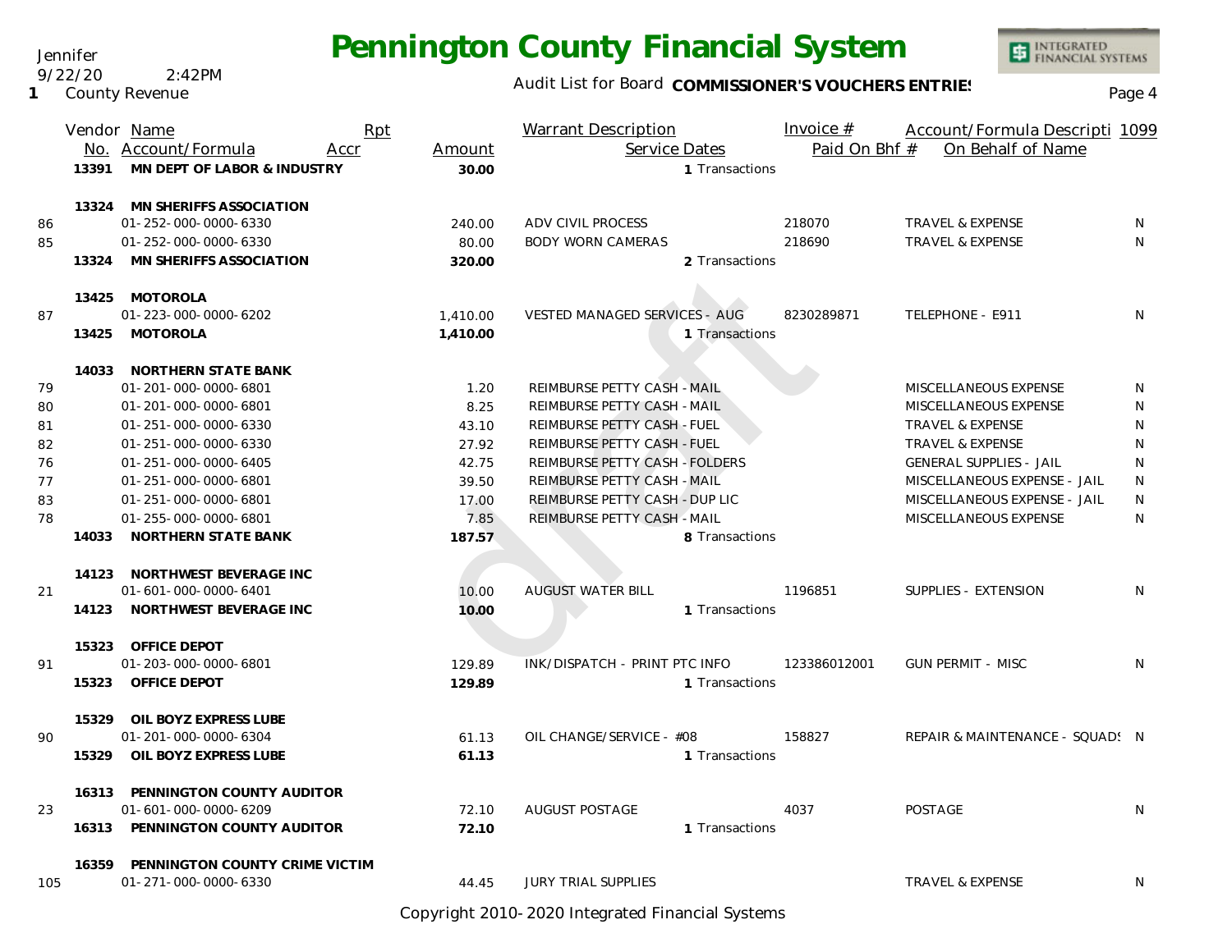Jennifer
9/22/20 2:42PM
1 County Revenue

# Pennington County Financial System

Audit List for Board **COMMISSIONER'S VOUCHERS ENTRIES**

| | Vendor No. | Name / Account/Formula | Rpt Accr | Amount | Warrant Description / Service Dates | Invoice # / Paid On Bhf # | Account/Formula Description / On Behalf of Name | 1099 |
|---|---|---|---|---|---|---|---|---|
| | 13391 | **MN DEPT OF LABOR & INDUSTRY** | | **30.00** | 1 Transactions | | | |
| | 13324 | **MN SHERIFFS ASSOCIATION** | | | | | | |
| 86 | | 01-252-000-0000-6330 | | 240.00 | ADV CIVIL PROCESS | 218070 | TRAVEL & EXPENSE | N |
| 85 | | 01-252-000-0000-6330 | | 80.00 | BODY WORN CAMERAS | 218690 | TRAVEL & EXPENSE | N |
| | 13324 | **MN SHERIFFS ASSOCIATION** | | **320.00** | 2 Transactions | | | |
| | 13425 | **MOTOROLA** | | | | | | |
| 87 | | 01-223-000-0000-6202 | | 1,410.00 | VESTED MANAGED SERVICES - AUG | 8230289871 | TELEPHONE - E911 | N |
| | 13425 | **MOTOROLA** | | **1,410.00** | 1 Transactions | | | |
| | 14033 | **NORTHERN STATE BANK** | | | | | | |
| 79 | | 01-201-000-0000-6801 | | 1.20 | REIMBURSE PETTY CASH - MAIL | | MISCELLANEOUS EXPENSE | N |
| 80 | | 01-201-000-0000-6801 | | 8.25 | REIMBURSE PETTY CASH - MAIL | | MISCELLANEOUS EXPENSE | N |
| 81 | | 01-251-000-0000-6330 | | 43.10 | REIMBURSE PETTY CASH - FUEL | | TRAVEL & EXPENSE | N |
| 82 | | 01-251-000-0000-6330 | | 27.92 | REIMBURSE PETTY CASH - FUEL | | TRAVEL & EXPENSE | N |
| 76 | | 01-251-000-0000-6405 | | 42.75 | REIMBURSE PETTY CASH - FOLDERS | | GENERAL SUPPLIES - JAIL | N |
| 77 | | 01-251-000-0000-6801 | | 39.50 | REIMBURSE PETTY CASH - MAIL | | MISCELLANEOUS EXPENSE - JAIL | N |
| 83 | | 01-251-000-0000-6801 | | 17.00 | REIMBURSE PETTY CASH - DUP LIC | | MISCELLANEOUS EXPENSE - JAIL | N |
| 78 | | 01-255-000-0000-6801 | | 7.85 | REIMBURSE PETTY CASH - MAIL | | MISCELLANEOUS EXPENSE | N |
| | 14033 | **NORTHERN STATE BANK** | | **187.57** | 8 Transactions | | | |
| | 14123 | **NORTHWEST BEVERAGE INC** | | | | | | |
| 21 | | 01-601-000-0000-6401 | | 10.00 | AUGUST WATER BILL | 1196851 | SUPPLIES - EXTENSION | N |
| | 14123 | **NORTHWEST BEVERAGE INC** | | **10.00** | 1 Transactions | | | |
| | 15323 | **OFFICE DEPOT** | | | | | | |
| 91 | | 01-203-000-0000-6801 | | 129.89 | INK/DISPATCH - PRINT PTC INFO | 123386012001 | GUN PERMIT - MISC | N |
| | 15323 | **OFFICE DEPOT** | | **129.89** | 1 Transactions | | | |
| | 15329 | **OIL BOYZ EXPRESS LUBE** | | | | | | |
| 90 | | 01-201-000-0000-6304 | | 61.13 | OIL CHANGE/SERVICE - #08 | 158827 | REPAIR & MAINTENANCE - SQUADS | N |
| | 15329 | **OIL BOYZ EXPRESS LUBE** | | **61.13** | 1 Transactions | | | |
| | 16313 | **PENNINGTON COUNTY AUDITOR** | | | | | | |
| 23 | | 01-601-000-0000-6209 | | 72.10 | AUGUST POSTAGE | 4037 | POSTAGE | N |
| | 16313 | **PENNINGTON COUNTY AUDITOR** | | **72.10** | 1 Transactions | | | |
| | 16359 | **PENNINGTON COUNTY CRIME VICTIM** | | | | | | |
| 105 | | 01-271-000-0000-6330 | | 44.45 | JURY TRIAL SUPPLIES | | TRAVEL & EXPENSE | N |

Copyright 2010-2020 Integrated Financial Systems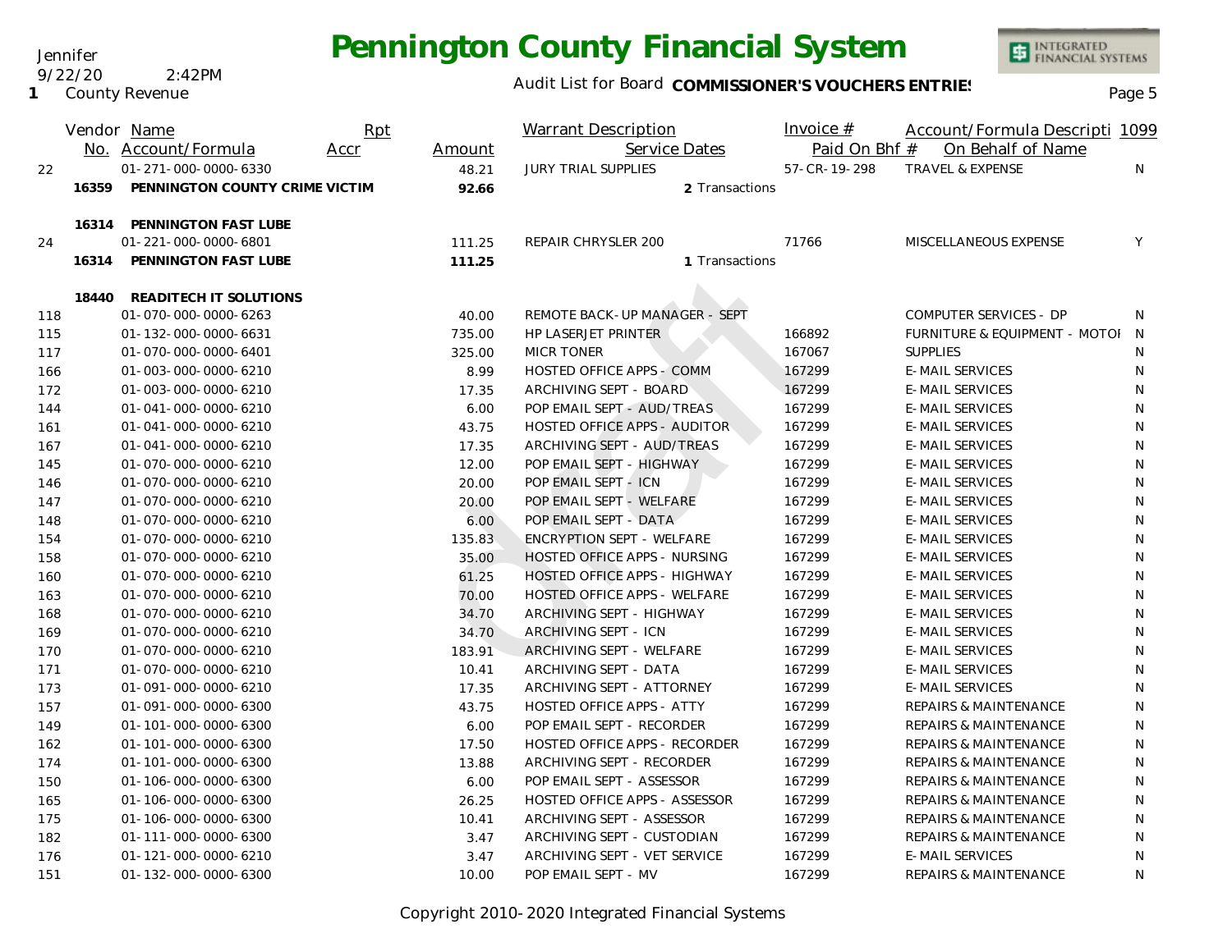# Pennington County Financial System

Jennifer
9/22/20 2:42PM
1 County Revenue

Audit List for Board **COMMISSIONER'S VOUCHERS ENTRIES**

| | Vendor No. | Name / Account/Formula | Rpt Accr | Amount | Warrant Description / Service Dates | Invoice # / Paid On Bhf # | Account/Formula Description / On Behalf of Name | 1099 |
|---|---|---|---|---|---|---|---|---|
| 22 | | 01-271-000-0000-6330 | | 48.21 | JURY TRIAL SUPPLIES | 57-CR-19-298 | TRAVEL & EXPENSE | N |
| | **16359** | **PENNINGTON COUNTY CRIME VICTIM** | | **92.66** | 2 Transactions | | | |
| | **16314** | **PENNINGTON FAST LUBE** | | | | | | |
| 24 | | 01-221-000-0000-6801 | | 111.25 | REPAIR CHRYSLER 200 | 71766 | MISCELLANEOUS EXPENSE | Y |
| | **16314** | **PENNINGTON FAST LUBE** | | **111.25** | 1 Transactions | | | |
| | **18440** | **READITECH IT SOLUTIONS** | | | | | | |
| 118 | | 01-070-000-0000-6263 | | 40.00 | REMOTE BACK-UP MANAGER - SEPT | | COMPUTER SERVICES - DP | N |
| 115 | | 01-132-000-0000-6631 | | 735.00 | HP LASERJET PRINTER | 166892 | FURNITURE & EQUIPMENT - MOTOI | N |
| 117 | | 01-070-000-0000-6401 | | 325.00 | MICR TONER | 167067 | SUPPLIES | N |
| 166 | | 01-003-000-0000-6210 | | 8.99 | HOSTED OFFICE APPS - COMM | 167299 | E-MAIL SERVICES | N |
| 172 | | 01-003-000-0000-6210 | | 17.35 | ARCHIVING SEPT - BOARD | 167299 | E-MAIL SERVICES | N |
| 144 | | 01-041-000-0000-6210 | | 6.00 | POP EMAIL SEPT - AUD/TREAS | 167299 | E-MAIL SERVICES | N |
| 161 | | 01-041-000-0000-6210 | | 43.75 | HOSTED OFFICE APPS - AUDITOR | 167299 | E-MAIL SERVICES | N |
| 167 | | 01-041-000-0000-6210 | | 17.35 | ARCHIVING SEPT - AUD/TREAS | 167299 | E-MAIL SERVICES | N |
| 145 | | 01-070-000-0000-6210 | | 12.00 | POP EMAIL SEPT - HIGHWAY | 167299 | E-MAIL SERVICES | N |
| 146 | | 01-070-000-0000-6210 | | 20.00 | POP EMAIL SEPT - ICN | 167299 | E-MAIL SERVICES | N |
| 147 | | 01-070-000-0000-6210 | | 20.00 | POP EMAIL SEPT - WELFARE | 167299 | E-MAIL SERVICES | N |
| 148 | | 01-070-000-0000-6210 | | 6.00 | POP EMAIL SEPT - DATA | 167299 | E-MAIL SERVICES | N |
| 154 | | 01-070-000-0000-6210 | | 135.83 | ENCRYPTION SEPT - WELFARE | 167299 | E-MAIL SERVICES | N |
| 158 | | 01-070-000-0000-6210 | | 35.00 | HOSTED OFFICE APPS - NURSING | 167299 | E-MAIL SERVICES | N |
| 160 | | 01-070-000-0000-6210 | | 61.25 | HOSTED OFFICE APPS - HIGHWAY | 167299 | E-MAIL SERVICES | N |
| 163 | | 01-070-000-0000-6210 | | 70.00 | HOSTED OFFICE APPS - WELFARE | 167299 | E-MAIL SERVICES | N |
| 168 | | 01-070-000-0000-6210 | | 34.70 | ARCHIVING SEPT - HIGHWAY | 167299 | E-MAIL SERVICES | N |
| 169 | | 01-070-000-0000-6210 | | 34.70 | ARCHIVING SEPT - ICN | 167299 | E-MAIL SERVICES | N |
| 170 | | 01-070-000-0000-6210 | | 183.91 | ARCHIVING SEPT - WELFARE | 167299 | E-MAIL SERVICES | N |
| 171 | | 01-070-000-0000-6210 | | 10.41 | ARCHIVING SEPT - DATA | 167299 | E-MAIL SERVICES | N |
| 173 | | 01-091-000-0000-6210 | | 17.35 | ARCHIVING SEPT - ATTORNEY | 167299 | E-MAIL SERVICES | N |
| 157 | | 01-091-000-0000-6300 | | 43.75 | HOSTED OFFICE APPS - ATTY | 167299 | REPAIRS & MAINTENANCE | N |
| 149 | | 01-101-000-0000-6300 | | 6.00 | POP EMAIL SEPT - RECORDER | 167299 | REPAIRS & MAINTENANCE | N |
| 162 | | 01-101-000-0000-6300 | | 17.50 | HOSTED OFFICE APPS - RECORDER | 167299 | REPAIRS & MAINTENANCE | N |
| 174 | | 01-101-000-0000-6300 | | 13.88 | ARCHIVING SEPT - RECORDER | 167299 | REPAIRS & MAINTENANCE | N |
| 150 | | 01-106-000-0000-6300 | | 6.00 | POP EMAIL SEPT - ASSESSOR | 167299 | REPAIRS & MAINTENANCE | N |
| 165 | | 01-106-000-0000-6300 | | 26.25 | HOSTED OFFICE APPS - ASSESSOR | 167299 | REPAIRS & MAINTENANCE | N |
| 175 | | 01-106-000-0000-6300 | | 10.41 | ARCHIVING SEPT - ASSESSOR | 167299 | REPAIRS & MAINTENANCE | N |
| 182 | | 01-111-000-0000-6300 | | 3.47 | ARCHIVING SEPT - CUSTODIAN | 167299 | REPAIRS & MAINTENANCE | N |
| 176 | | 01-121-000-0000-6210 | | 3.47 | ARCHIVING SEPT - VET SERVICE | 167299 | E-MAIL SERVICES | N |
| 151 | | 01-132-000-0000-6300 | | 10.00 | POP EMAIL SEPT - MV | 167299 | REPAIRS & MAINTENANCE | N |

Copyright 2010-2020 Integrated Financial Systems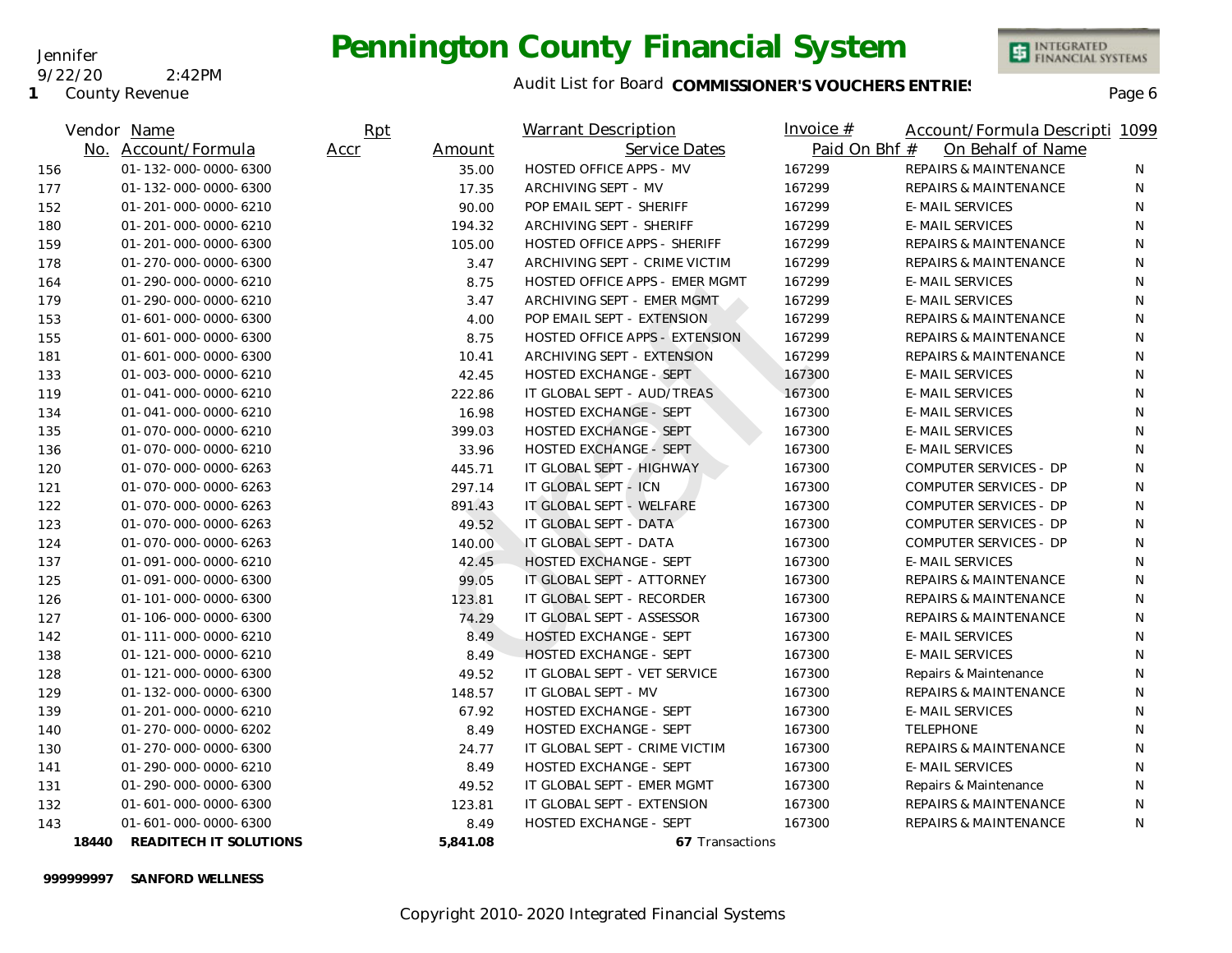Jennifer
9/22/20 2:42PM
1 County Revenue

# Pennington County Financial System

Audit List for Board **COMMISSIONER'S VOUCHERS ENTRIES**

| Vendor No. | Name / Account/Formula | Rpt Accr | Amount | Warrant Description / Service Dates | Invoice # / Paid On Bhf # | Account/Formula Description / On Behalf of Name | 1099 |
|---|---|---|---|---|---|---|---|
| 156 | 01-132-000-0000-6300 | | 35.00 | HOSTED OFFICE APPS - MV | 167299 | REPAIRS & MAINTENANCE | N |
| 177 | 01-132-000-0000-6300 | | 17.35 | ARCHIVING SEPT - MV | 167299 | REPAIRS & MAINTENANCE | N |
| 152 | 01-201-000-0000-6210 | | 90.00 | POP EMAIL SEPT - SHERIFF | 167299 | E-MAIL SERVICES | N |
| 180 | 01-201-000-0000-6210 | | 194.32 | ARCHIVING SEPT - SHERIFF | 167299 | E-MAIL SERVICES | N |
| 159 | 01-201-000-0000-6300 | | 105.00 | HOSTED OFFICE APPS - SHERIFF | 167299 | REPAIRS & MAINTENANCE | N |
| 178 | 01-270-000-0000-6300 | | 3.47 | ARCHIVING SEPT - CRIME VICTIM | 167299 | REPAIRS & MAINTENANCE | N |
| 164 | 01-290-000-0000-6210 | | 8.75 | HOSTED OFFICE APPS - EMER MGMT | 167299 | E-MAIL SERVICES | N |
| 179 | 01-290-000-0000-6210 | | 3.47 | ARCHIVING SEPT - EMER MGMT | 167299 | E-MAIL SERVICES | N |
| 153 | 01-601-000-0000-6300 | | 4.00 | POP EMAIL SEPT - EXTENSION | 167299 | REPAIRS & MAINTENANCE | N |
| 155 | 01-601-000-0000-6300 | | 8.75 | HOSTED OFFICE APPS - EXTENSION | 167299 | REPAIRS & MAINTENANCE | N |
| 181 | 01-601-000-0000-6300 | | 10.41 | ARCHIVING SEPT - EXTENSION | 167299 | REPAIRS & MAINTENANCE | N |
| 133 | 01-003-000-0000-6210 | | 42.45 | HOSTED EXCHANGE - SEPT | 167300 | E-MAIL SERVICES | N |
| 119 | 01-041-000-0000-6210 | | 222.86 | IT GLOBAL SEPT - AUD/TREAS | 167300 | E-MAIL SERVICES | N |
| 134 | 01-041-000-0000-6210 | | 16.98 | HOSTED EXCHANGE - SEPT | 167300 | E-MAIL SERVICES | N |
| 135 | 01-070-000-0000-6210 | | 399.03 | HOSTED EXCHANGE - SEPT | 167300 | E-MAIL SERVICES | N |
| 136 | 01-070-000-0000-6210 | | 33.96 | HOSTED EXCHANGE - SEPT | 167300 | E-MAIL SERVICES | N |
| 120 | 01-070-000-0000-6263 | | 445.71 | IT GLOBAL SEPT - HIGHWAY | 167300 | COMPUTER SERVICES - DP | N |
| 121 | 01-070-000-0000-6263 | | 297.14 | IT GLOBAL SEPT - ICN | 167300 | COMPUTER SERVICES - DP | N |
| 122 | 01-070-000-0000-6263 | | 891.43 | IT GLOBAL SEPT - WELFARE | 167300 | COMPUTER SERVICES - DP | N |
| 123 | 01-070-000-0000-6263 | | 49.52 | IT GLOBAL SEPT - DATA | 167300 | COMPUTER SERVICES - DP | N |
| 124 | 01-070-000-0000-6263 | | 140.00 | IT GLOBAL SEPT - DATA | 167300 | COMPUTER SERVICES - DP | N |
| 137 | 01-091-000-0000-6210 | | 42.45 | HOSTED EXCHANGE - SEPT | 167300 | E-MAIL SERVICES | N |
| 125 | 01-091-000-0000-6300 | | 99.05 | IT GLOBAL SEPT - ATTORNEY | 167300 | REPAIRS & MAINTENANCE | N |
| 126 | 01-101-000-0000-6300 | | 123.81 | IT GLOBAL SEPT - RECORDER | 167300 | REPAIRS & MAINTENANCE | N |
| 127 | 01-106-000-0000-6300 | | 74.29 | IT GLOBAL SEPT - ASSESSOR | 167300 | REPAIRS & MAINTENANCE | N |
| 142 | 01-111-000-0000-6210 | | 8.49 | HOSTED EXCHANGE - SEPT | 167300 | E-MAIL SERVICES | N |
| 138 | 01-121-000-0000-6210 | | 8.49 | HOSTED EXCHANGE - SEPT | 167300 | E-MAIL SERVICES | N |
| 128 | 01-121-000-0000-6300 | | 49.52 | IT GLOBAL SEPT - VET SERVICE | 167300 | Repairs & Maintenance | N |
| 129 | 01-132-000-0000-6300 | | 148.57 | IT GLOBAL SEPT - MV | 167300 | REPAIRS & MAINTENANCE | N |
| 139 | 01-201-000-0000-6210 | | 67.92 | HOSTED EXCHANGE - SEPT | 167300 | E-MAIL SERVICES | N |
| 140 | 01-270-000-0000-6202 | | 8.49 | HOSTED EXCHANGE - SEPT | 167300 | TELEPHONE | N |
| 130 | 01-270-000-0000-6300 | | 24.77 | IT GLOBAL SEPT - CRIME VICTIM | 167300 | REPAIRS & MAINTENANCE | N |
| 141 | 01-290-000-0000-6210 | | 8.49 | HOSTED EXCHANGE - SEPT | 167300 | E-MAIL SERVICES | N |
| 131 | 01-290-000-0000-6300 | | 49.52 | IT GLOBAL SEPT - EMER MGMT | 167300 | Repairs & Maintenance | N |
| 132 | 01-601-000-0000-6300 | | 123.81 | IT GLOBAL SEPT - EXTENSION | 167300 | REPAIRS & MAINTENANCE | N |
| 143 | 01-601-000-0000-6300 | | 8.49 | HOSTED EXCHANGE - SEPT | 167300 | REPAIRS & MAINTENANCE | N |
| **18440** | **READITECH IT SOLUTIONS** | | **5,841.08** | **67** Transactions | | | |

**999999997 SANFORD WELLNESS**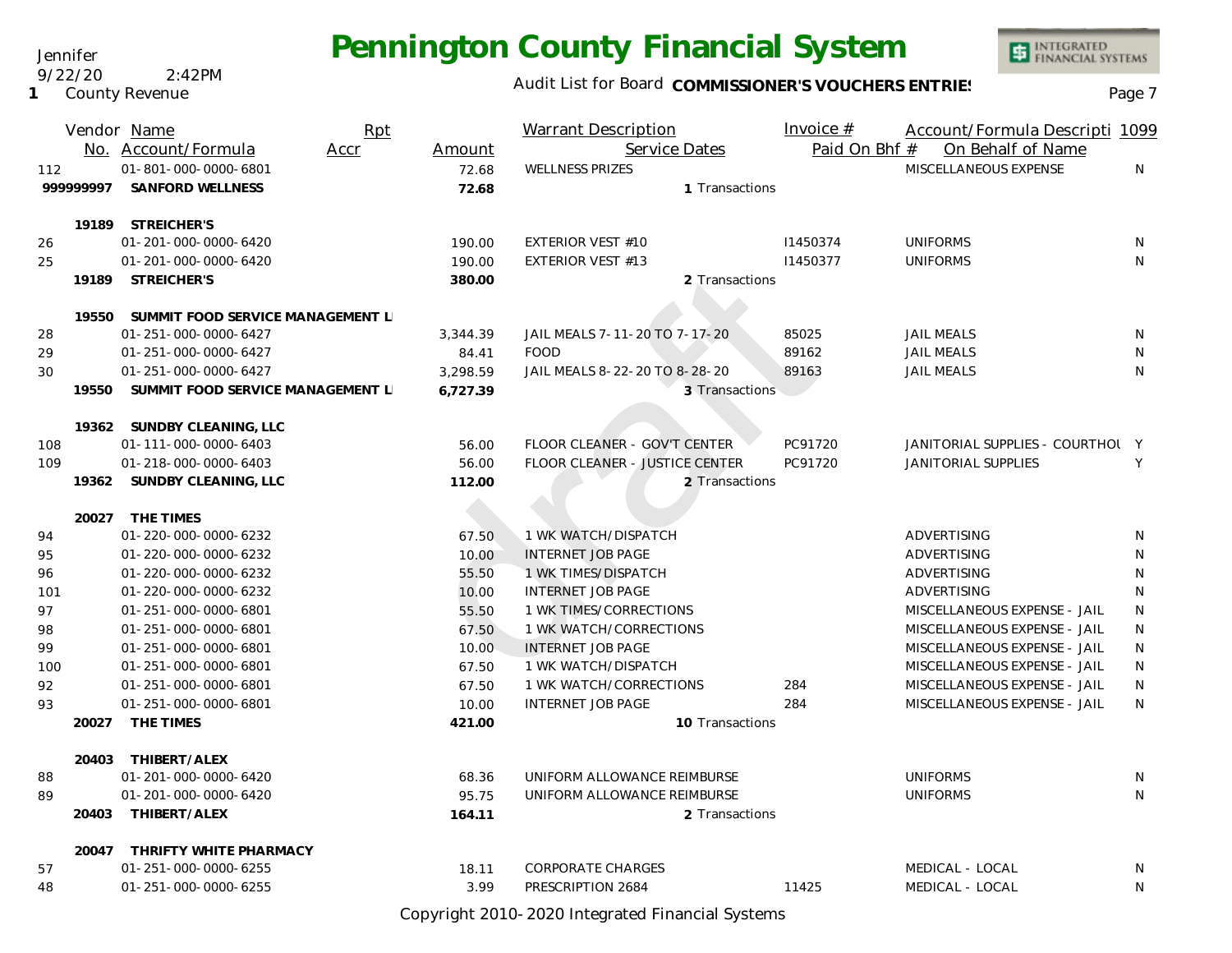Jennifer
9/22/20 2:42PM
1 County Revenue

# Pennington County Financial System

Audit List for Board **COMMISSIONER'S VOUCHERS ENTRIES**

| | Vendor No. | Name / Account/Formula | Rpt Accr | Amount | Warrant Description / Service Dates | Invoice # / Paid On Bhf # | Account/Formula Descripti / On Behalf of Name | 1099 |
|---|---|---|---|---|---|---|---|---|
| 112 | | 01-801-000-0000-6801 | | 72.68 | WELLNESS PRIZES | | MISCELLANEOUS EXPENSE | N |
| | 999999997 | **SANFORD WELLNESS** | | **72.68** | 1 Transactions | | | |
| | 19189 | **STREICHER'S** | | | | | | |
| 26 | | 01-201-000-0000-6420 | | 190.00 | EXTERIOR VEST #10 | I1450374 | UNIFORMS | N |
| 25 | | 01-201-000-0000-6420 | | 190.00 | EXTERIOR VEST #13 | I1450377 | UNIFORMS | N |
| | 19189 | **STREICHER'S** | | **380.00** | 2 Transactions | | | |
| | 19550 | **SUMMIT FOOD SERVICE MANAGEMENT L** | | | | | | |
| 28 | | 01-251-000-0000-6427 | | 3,344.39 | JAIL MEALS 7-11-20 TO 7-17-20 | 85025 | JAIL MEALS | N |
| 29 | | 01-251-000-0000-6427 | | 84.41 | FOOD | 89162 | JAIL MEALS | N |
| 30 | | 01-251-000-0000-6427 | | 3,298.59 | JAIL MEALS 8-22-20 TO 8-28-20 | 89163 | JAIL MEALS | N |
| | 19550 | **SUMMIT FOOD SERVICE MANAGEMENT L** | | **6,727.39** | 3 Transactions | | | |
| | 19362 | **SUNDBY CLEANING, LLC** | | | | | | |
| 108 | | 01-111-000-0000-6403 | | 56.00 | FLOOR CLEANER - GOV'T CENTER | PC91720 | JANITORIAL SUPPLIES - COURTHOU | Y |
| 109 | | 01-218-000-0000-6403 | | 56.00 | FLOOR CLEANER - JUSTICE CENTER | PC91720 | JANITORIAL SUPPLIES | Y |
| | 19362 | **SUNDBY CLEANING, LLC** | | **112.00** | 2 Transactions | | | |
| | 20027 | **THE TIMES** | | | | | | |
| 94 | | 01-220-000-0000-6232 | | 67.50 | 1 WK WATCH/DISPATCH | | ADVERTISING | N |
| 95 | | 01-220-000-0000-6232 | | 10.00 | INTERNET JOB PAGE | | ADVERTISING | N |
| 96 | | 01-220-000-0000-6232 | | 55.50 | 1 WK TIMES/DISPATCH | | ADVERTISING | N |
| 101 | | 01-220-000-0000-6232 | | 10.00 | INTERNET JOB PAGE | | ADVERTISING | N |
| 97 | | 01-251-000-0000-6801 | | 55.50 | 1 WK TIMES/CORRECTIONS | | MISCELLANEOUS EXPENSE - JAIL | N |
| 98 | | 01-251-000-0000-6801 | | 67.50 | 1 WK WATCH/CORRECTIONS | | MISCELLANEOUS EXPENSE - JAIL | N |
| 99 | | 01-251-000-0000-6801 | | 10.00 | INTERNET JOB PAGE | | MISCELLANEOUS EXPENSE - JAIL | N |
| 100 | | 01-251-000-0000-6801 | | 67.50 | 1 WK WATCH/DISPATCH | | MISCELLANEOUS EXPENSE - JAIL | N |
| 92 | | 01-251-000-0000-6801 | | 67.50 | 1 WK WATCH/CORRECTIONS | 284 | MISCELLANEOUS EXPENSE - JAIL | N |
| 93 | | 01-251-000-0000-6801 | | 10.00 | INTERNET JOB PAGE | 284 | MISCELLANEOUS EXPENSE - JAIL | N |
| | 20027 | **THE TIMES** | | **421.00** | 10 Transactions | | | |
| | 20403 | **THIBERT/ALEX** | | | | | | |
| 88 | | 01-201-000-0000-6420 | | 68.36 | UNIFORM ALLOWANCE REIMBURSE | | UNIFORMS | N |
| 89 | | 01-201-000-0000-6420 | | 95.75 | UNIFORM ALLOWANCE REIMBURSE | | UNIFORMS | N |
| | 20403 | **THIBERT/ALEX** | | **164.11** | 2 Transactions | | | |
| | 20047 | **THRIFTY WHITE PHARMACY** | | | | | | |
| 57 | | 01-251-000-0000-6255 | | 18.11 | CORPORATE CHARGES | | MEDICAL - LOCAL | N |
| 48 | | 01-251-000-0000-6255 | | 3.99 | PRESCRIPTION 2684 | 11425 | MEDICAL - LOCAL | N |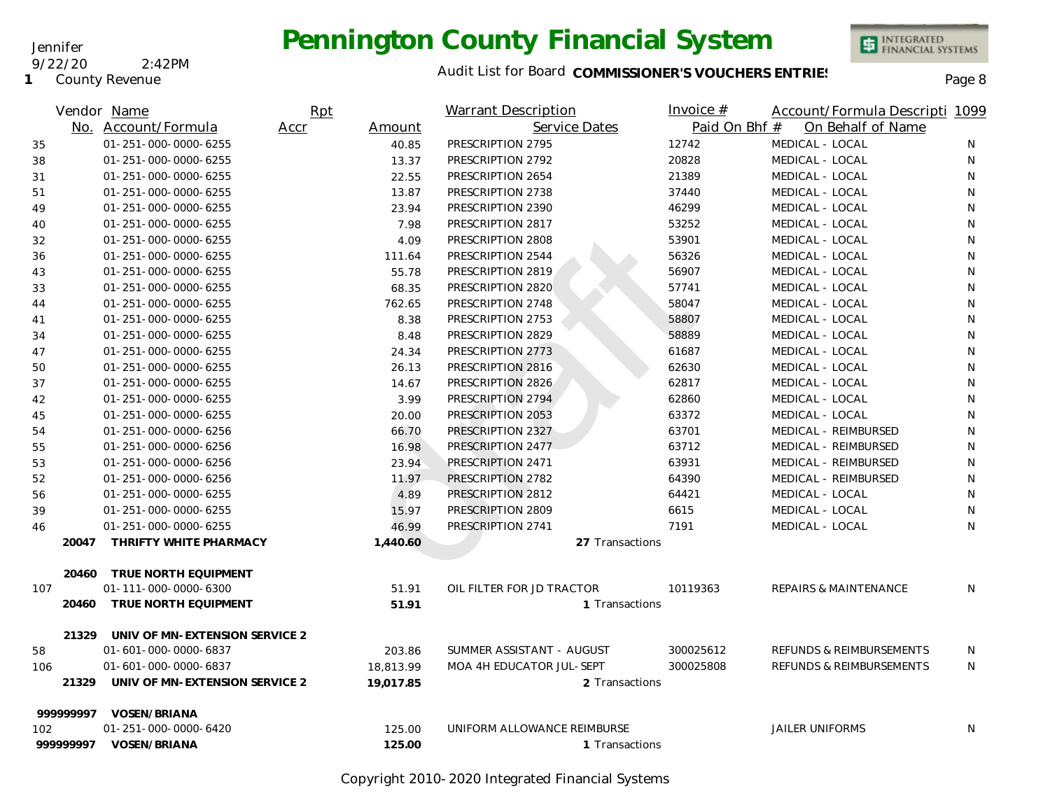# Pennington County Financial System

Jennifer
9/22/20 2:42PM
1 County Revenue

Audit List for Board **COMMISSIONER'S VOUCHERS ENTRIES**

| Vendor No. | Name / Account/Formula | Rpt Accr | Amount | Warrant Description / Service Dates | Invoice # / Paid On Bhf # | Account/Formula Descripti / On Behalf of Name | 1099 |
|---|---|---|---|---|---|---|---|
| 35 | 01-251-000-0000-6255 | | 40.85 | PRESCRIPTION 2795 | 12742 | MEDICAL - LOCAL | N |
| 38 | 01-251-000-0000-6255 | | 13.37 | PRESCRIPTION 2792 | 20828 | MEDICAL - LOCAL | N |
| 31 | 01-251-000-0000-6255 | | 22.55 | PRESCRIPTION 2654 | 21389 | MEDICAL - LOCAL | N |
| 51 | 01-251-000-0000-6255 | | 13.87 | PRESCRIPTION 2738 | 37440 | MEDICAL - LOCAL | N |
| 49 | 01-251-000-0000-6255 | | 23.94 | PRESCRIPTION 2390 | 46299 | MEDICAL - LOCAL | N |
| 40 | 01-251-000-0000-6255 | | 7.98 | PRESCRIPTION 2817 | 53252 | MEDICAL - LOCAL | N |
| 32 | 01-251-000-0000-6255 | | 4.09 | PRESCRIPTION 2808 | 53901 | MEDICAL - LOCAL | N |
| 36 | 01-251-000-0000-6255 | | 111.64 | PRESCRIPTION 2544 | 56326 | MEDICAL - LOCAL | N |
| 43 | 01-251-000-0000-6255 | | 55.78 | PRESCRIPTION 2819 | 56907 | MEDICAL - LOCAL | N |
| 33 | 01-251-000-0000-6255 | | 68.35 | PRESCRIPTION 2820 | 57741 | MEDICAL - LOCAL | N |
| 44 | 01-251-000-0000-6255 | | 762.65 | PRESCRIPTION 2748 | 58047 | MEDICAL - LOCAL | N |
| 41 | 01-251-000-0000-6255 | | 8.38 | PRESCRIPTION 2753 | 58807 | MEDICAL - LOCAL | N |
| 34 | 01-251-000-0000-6255 | | 8.48 | PRESCRIPTION 2829 | 58889 | MEDICAL - LOCAL | N |
| 47 | 01-251-000-0000-6255 | | 24.34 | PRESCRIPTION 2773 | 61687 | MEDICAL - LOCAL | N |
| 50 | 01-251-000-0000-6255 | | 26.13 | PRESCRIPTION 2816 | 62630 | MEDICAL - LOCAL | N |
| 37 | 01-251-000-0000-6255 | | 14.67 | PRESCRIPTION 2826 | 62817 | MEDICAL - LOCAL | N |
| 42 | 01-251-000-0000-6255 | | 3.99 | PRESCRIPTION 2794 | 62860 | MEDICAL - LOCAL | N |
| 45 | 01-251-000-0000-6255 | | 20.00 | PRESCRIPTION 2053 | 63372 | MEDICAL - LOCAL | N |
| 54 | 01-251-000-0000-6256 | | 66.70 | PRESCRIPTION 2327 | 63701 | MEDICAL - REIMBURSED | N |
| 55 | 01-251-000-0000-6256 | | 16.98 | PRESCRIPTION 2477 | 63712 | MEDICAL - REIMBURSED | N |
| 53 | 01-251-000-0000-6256 | | 23.94 | PRESCRIPTION 2471 | 63931 | MEDICAL - REIMBURSED | N |
| 52 | 01-251-000-0000-6256 | | 11.97 | PRESCRIPTION 2782 | 64390 | MEDICAL - REIMBURSED | N |
| 56 | 01-251-000-0000-6255 | | 4.89 | PRESCRIPTION 2812 | 64421 | MEDICAL - LOCAL | N |
| 39 | 01-251-000-0000-6255 | | 15.97 | PRESCRIPTION 2809 | 6615 | MEDICAL - LOCAL | N |
| 46 | 01-251-000-0000-6255 | | 46.99 | PRESCRIPTION 2741 | 7191 | MEDICAL - LOCAL | N |
| **20047** | **THRIFTY WHITE PHARMACY** | | **1,440.60** | 27 Transactions | | | |
| **20460** | **TRUE NORTH EQUIPMENT** | | | | | | |
| 107 | 01-111-000-0000-6300 | | 51.91 | OIL FILTER FOR JD TRACTOR | 10119363 | REPAIRS & MAINTENANCE | N |
| **20460** | **TRUE NORTH EQUIPMENT** | | **51.91** | 1 Transactions | | | |
| **21329** | **UNIV OF MN-EXTENSION SERVICE 2** | | | | | | |
| 58 | 01-601-000-0000-6837 | | 203.86 | SUMMER ASSISTANT - AUGUST | 300025612 | REFUNDS & REIMBURSEMENTS | N |
| 106 | 01-601-000-0000-6837 | | 18,813.99 | MOA 4H EDUCATOR JUL-SEPT | 300025808 | REFUNDS & REIMBURSEMENTS | N |
| **21329** | **UNIV OF MN-EXTENSION SERVICE 2** | | **19,017.85** | 2 Transactions | | | |
| **999999997** | **VOSEN/BRIANA** | | | | | | |
| 102 | 01-251-000-0000-6420 | | 125.00 | UNIFORM ALLOWANCE REIMBURSE | | JAILER UNIFORMS | N |
| **999999997** | **VOSEN/BRIANA** | | **125.00** | 1 Transactions | | | |

Copyright 2010-2020 Integrated Financial Systems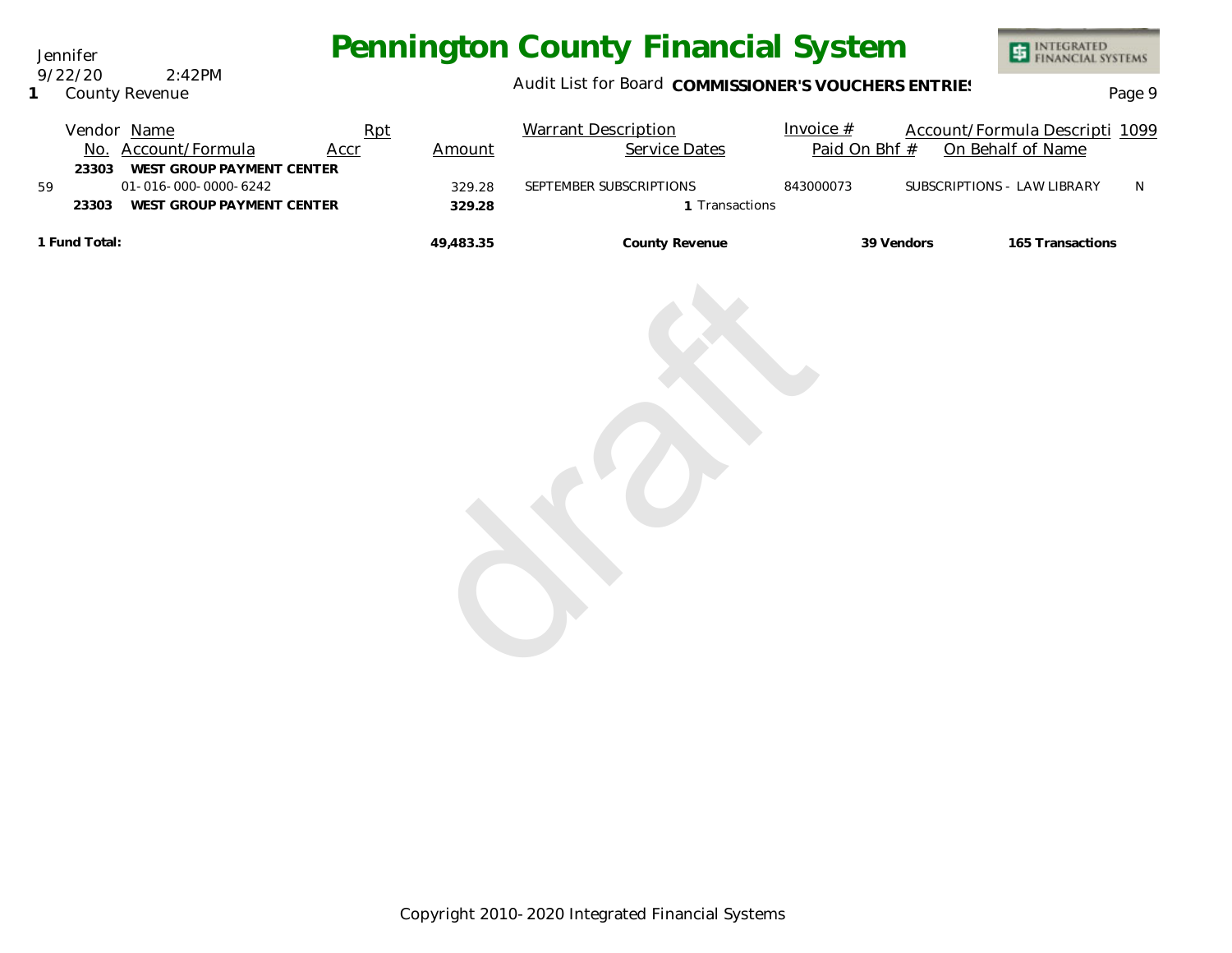# Pennington County Financial System

Jennifer
9/22/20 2:42PM
1 County Revenue

Audit List for Board **COMMISSIONER'S VOUCHERS ENTRIES**

| Vendor No. | Name / Account/Formula | Rpt Accr | Amount | Warrant Description / Service Dates | Invoice # / Paid On Bhf # | Account/Formula Descripti / On Behalf of Name | 1099 |
|---|---|---|---|---|---|---|---|
| 23303 | **WEST GROUP PAYMENT CENTER** | | | | | | |
| 59 | 01-016-000-0000-6242 | | 329.28 | SEPTEMBER SUBSCRIPTIONS | 843000073 | SUBSCRIPTIONS - LAW LIBRARY | N |
| **23303** | **WEST GROUP PAYMENT CENTER** | | **329.28** | 1 Transactions | | | |
| **1 Fund Total:** | | | **49,483.35** | **County Revenue** | **39 Vendors** | **165 Transactions** | |

Copyright 2010-2020 Integrated Financial Systems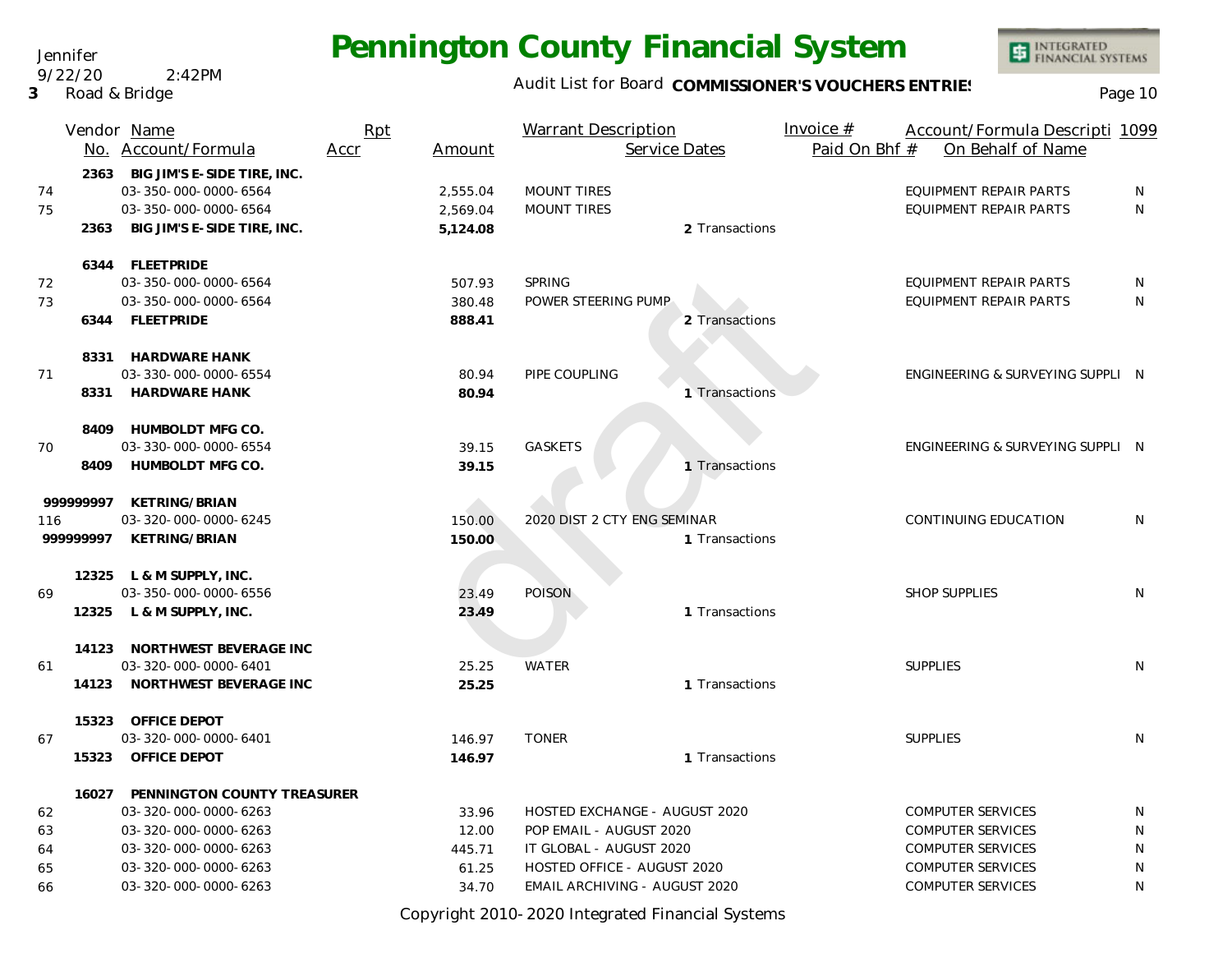Jennifer
9/22/20 2:42PM
3 Road & Bridge

# Pennington County Financial System

Audit List for Board **COMMISSIONER'S VOUCHERS ENTRIES**

| | Vendor No. | Name / Account/Formula | Rpt Accr | Amount | Warrant Description / Service Dates | Invoice # / Paid On Bhf # | Account/Formula Descripti / On Behalf of Name | 1099 |
|---|---|---|---|---|---|---|---|---|
| | 2363 | **BIG JIM'S E-SIDE TIRE, INC.** | | | | | | |
| 74 | | 03-350-000-0000-6564 | | 2,555.04 | MOUNT TIRES | | EQUIPMENT REPAIR PARTS | N |
| 75 | | 03-350-000-0000-6564 | | 2,569.04 | MOUNT TIRES | | EQUIPMENT REPAIR PARTS | N |
| | 2363 | **BIG JIM'S E-SIDE TIRE, INC.** | | **5,124.08** | 2 Transactions | | | |
| | 6344 | **FLEETPRIDE** | | | | | | |
| 72 | | 03-350-000-0000-6564 | | 507.93 | SPRING | | EQUIPMENT REPAIR PARTS | N |
| 73 | | 03-350-000-0000-6564 | | 380.48 | POWER STEERING PUMP | | EQUIPMENT REPAIR PARTS | N |
| | 6344 | **FLEETPRIDE** | | **888.41** | 2 Transactions | | | |
| | 8331 | **HARDWARE HANK** | | | | | | |
| 71 | | 03-330-000-0000-6554 | | 80.94 | PIPE COUPLING | | ENGINEERING & SURVEYING SUPPLI | N |
| | 8331 | **HARDWARE HANK** | | **80.94** | 1 Transactions | | | |
| | 8409 | **HUMBOLDT MFG CO.** | | | | | | |
| 70 | | 03-330-000-0000-6554 | | 39.15 | GASKETS | | ENGINEERING & SURVEYING SUPPLI | N |
| | 8409 | **HUMBOLDT MFG CO.** | | **39.15** | 1 Transactions | | | |
| | 999999997 | **KETRING/BRIAN** | | | | | | |
| 116 | | 03-320-000-0000-6245 | | 150.00 | 2020 DIST 2 CTY ENG SEMINAR | | CONTINUING EDUCATION | N |
| | 999999997 | **KETRING/BRIAN** | | **150.00** | 1 Transactions | | | |
| | 12325 | **L & M SUPPLY, INC.** | | | | | | |
| 69 | | 03-350-000-0000-6556 | | 23.49 | POISON | | SHOP SUPPLIES | N |
| | 12325 | **L & M SUPPLY, INC.** | | **23.49** | 1 Transactions | | | |
| | 14123 | **NORTHWEST BEVERAGE INC** | | | | | | |
| 61 | | 03-320-000-0000-6401 | | 25.25 | WATER | | SUPPLIES | N |
| | 14123 | **NORTHWEST BEVERAGE INC** | | **25.25** | 1 Transactions | | | |
| | 15323 | **OFFICE DEPOT** | | | | | | |
| 67 | | 03-320-000-0000-6401 | | 146.97 | TONER | | SUPPLIES | N |
| | 15323 | **OFFICE DEPOT** | | **146.97** | 1 Transactions | | | |
| | 16027 | **PENNINGTON COUNTY TREASURER** | | | | | | |
| 62 | | 03-320-000-0000-6263 | | 33.96 | HOSTED EXCHANGE - AUGUST 2020 | | COMPUTER SERVICES | N |
| 63 | | 03-320-000-0000-6263 | | 12.00 | POP EMAIL - AUGUST 2020 | | COMPUTER SERVICES | N |
| 64 | | 03-320-000-0000-6263 | | 445.71 | IT GLOBAL - AUGUST 2020 | | COMPUTER SERVICES | N |
| 65 | | 03-320-000-0000-6263 | | 61.25 | HOSTED OFFICE - AUGUST 2020 | | COMPUTER SERVICES | N |
| 66 | | 03-320-000-0000-6263 | | 34.70 | EMAIL ARCHIVING - AUGUST 2020 | | COMPUTER SERVICES | N |

Copyright 2010-2020 Integrated Financial Systems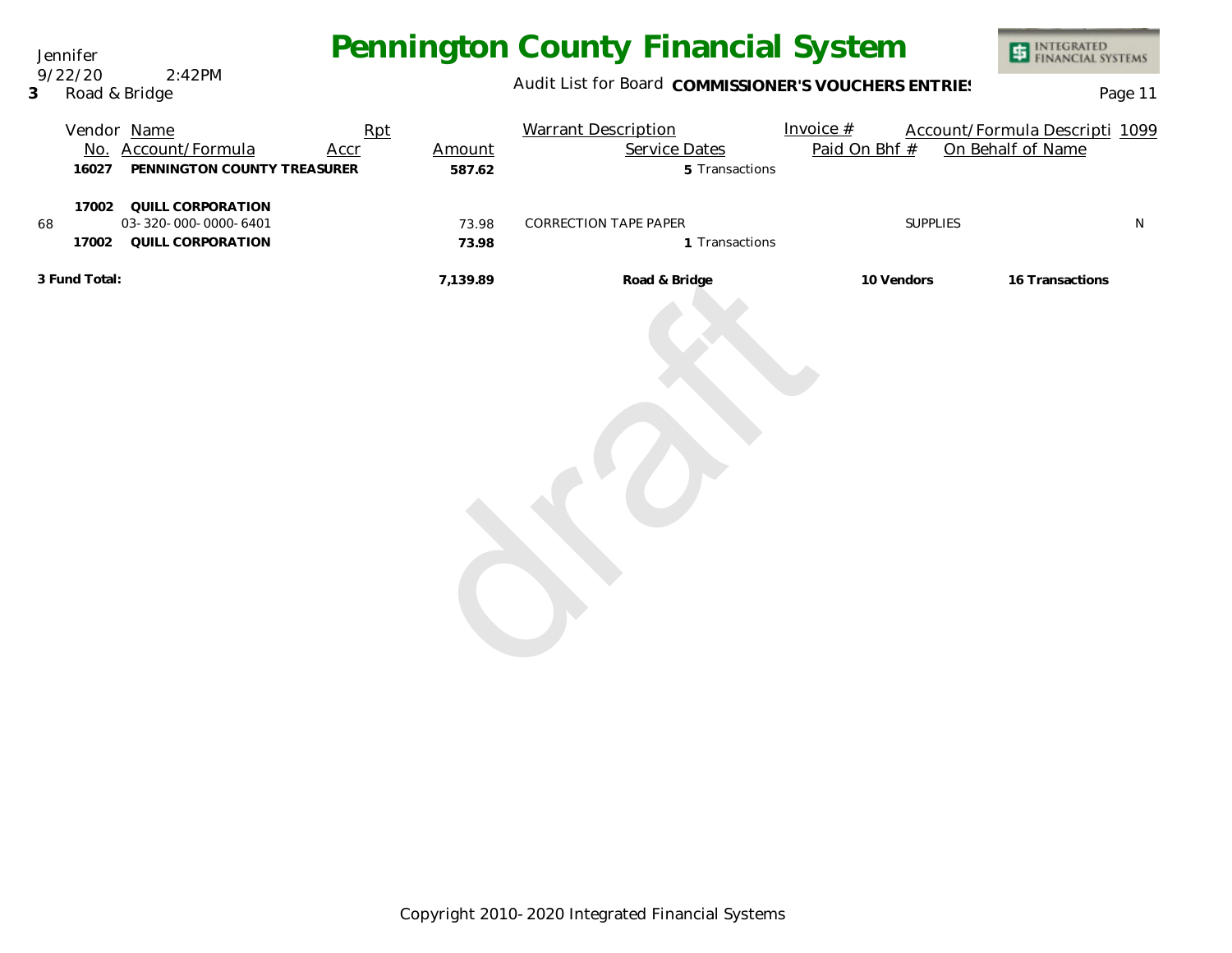# Pennington County Financial System

Jennifer
9/22/20 2:42PM
**3** Road & Bridge

Audit List for Board **COMMISSIONER'S VOUCHERS ENTRIES**

| | Vendor No. | Name / Account/Formula | Rpt Accr | Amount | Warrant Description | Service Dates | Invoice # / Paid On Bhf # | Account/Formula Descripti / On Behalf of Name | 1099 |
|---|---|---|---|---|---|---|---|---|---|
| | **16027** | **PENNINGTON COUNTY TREASURER** | | **587.62** | | **5** Transactions | | | |
| | **17002** | **QUILL CORPORATION** | | | | | | | |
| 68 | | 03-320-000-0000-6401 | | 73.98 | CORRECTION TAPE PAPER | | | SUPPLIES | N |
| | **17002** | **QUILL CORPORATION** | | **73.98** | | **1** Transactions | | | |
| **3 Fund Total:** | | | | **7,139.89** | **Road & Bridge** | | **10 Vendors** | **16 Transactions** | |

draft

Copyright 2010-2020 Integrated Financial Systems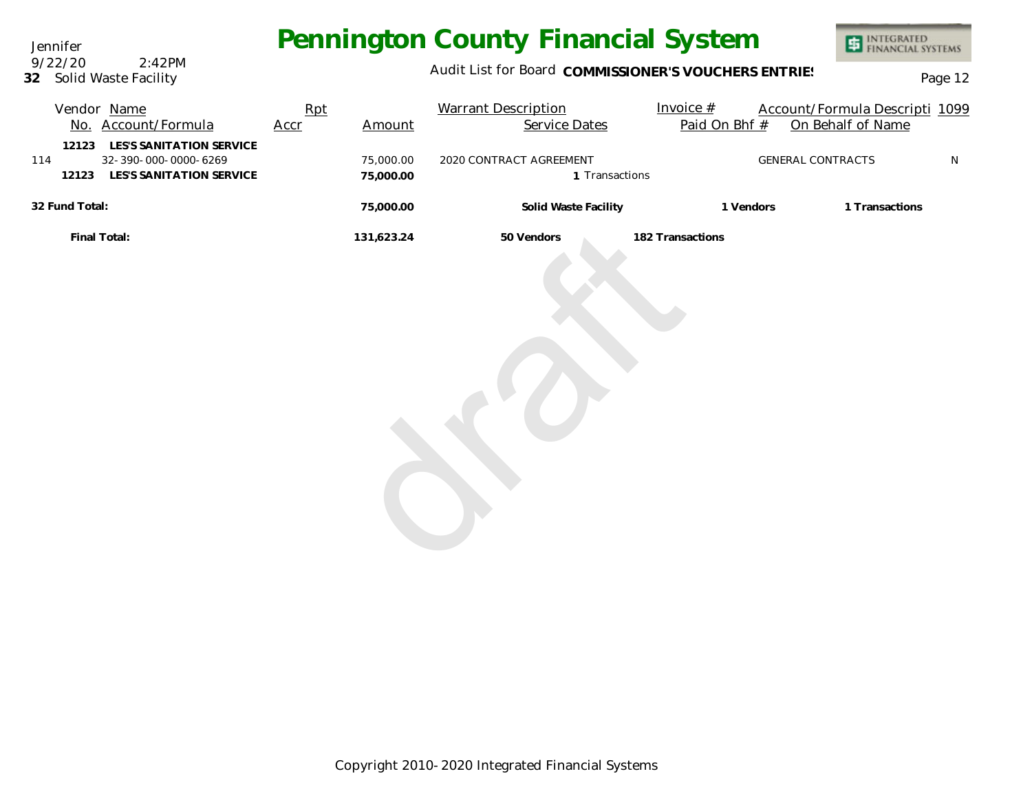Jennifer
9/22/20 2:42PM
**32** Solid Waste Facility

# Pennington County Financial System

Audit List for Board **COMMISSIONER'S VOUCHERS ENTRIES**

| Vendor No. | Name / Account/Formula | Rpt Accr | Amount | Warrant Description / Service Dates | Invoice # / Paid On Bhf # | Account/Formula Descripti / On Behalf of Name | 1099 |
|---|---|---|---|---|---|---|---|
| **12123** | **LES'S SANITATION SERVICE** | | | | | | |
| 114 | 32-390-000-0000-6269 | | 75,000.00 | 2020 CONTRACT AGREEMENT | | GENERAL CONTRACTS | N |
| **12123** | **LES'S SANITATION SERVICE** | | **75,000.00** | **1** Transactions | | | |
| **32 Fund Total:** | | | **75,000.00** | **Solid Waste Facility** | **1 Vendors** | **1 Transactions** | |
| **Final Total:** | | | **131,623.24** | **50 Vendors** | **182 Transactions** | | |

draft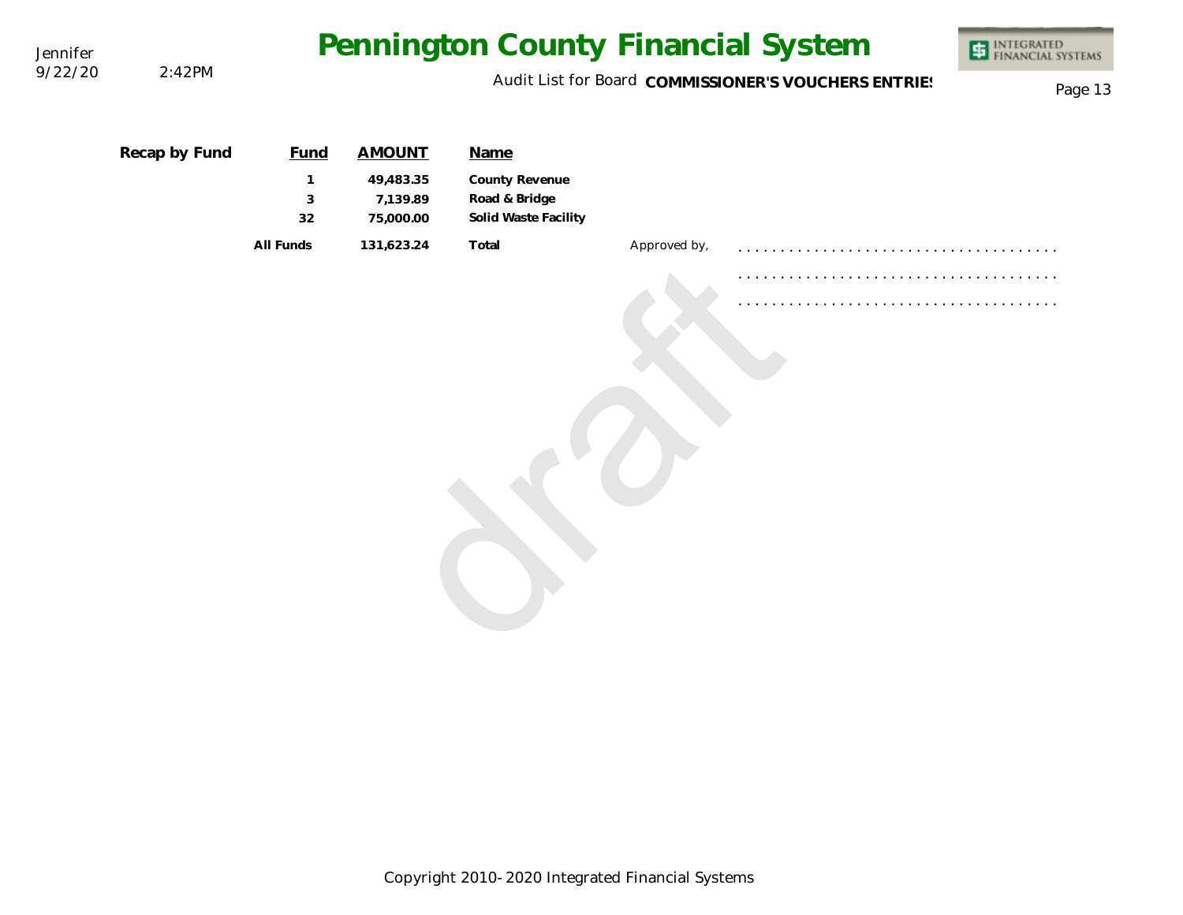**Recap by Fund**

| Fund | AMOUNT | Name |
|---|---|---|
| 1 | 49,483.35 | County Revenue |
| 3 | 7,139.89 | Road & Bridge |
| 32 | 75,000.00 | Solid Waste Facility |
| All Funds | 131,623.24 | Total |

Approved by,

. . . . . . . . . . . . . . . . . . . . . . . . . . . . . . . . . . . . .

. . . . . . . . . . . . . . . . . . . . . . . . . . . . . . . . . . . . .

. . . . . . . . . . . . . . . . . . . . . . . . . . . . . . . . . . . . .

draft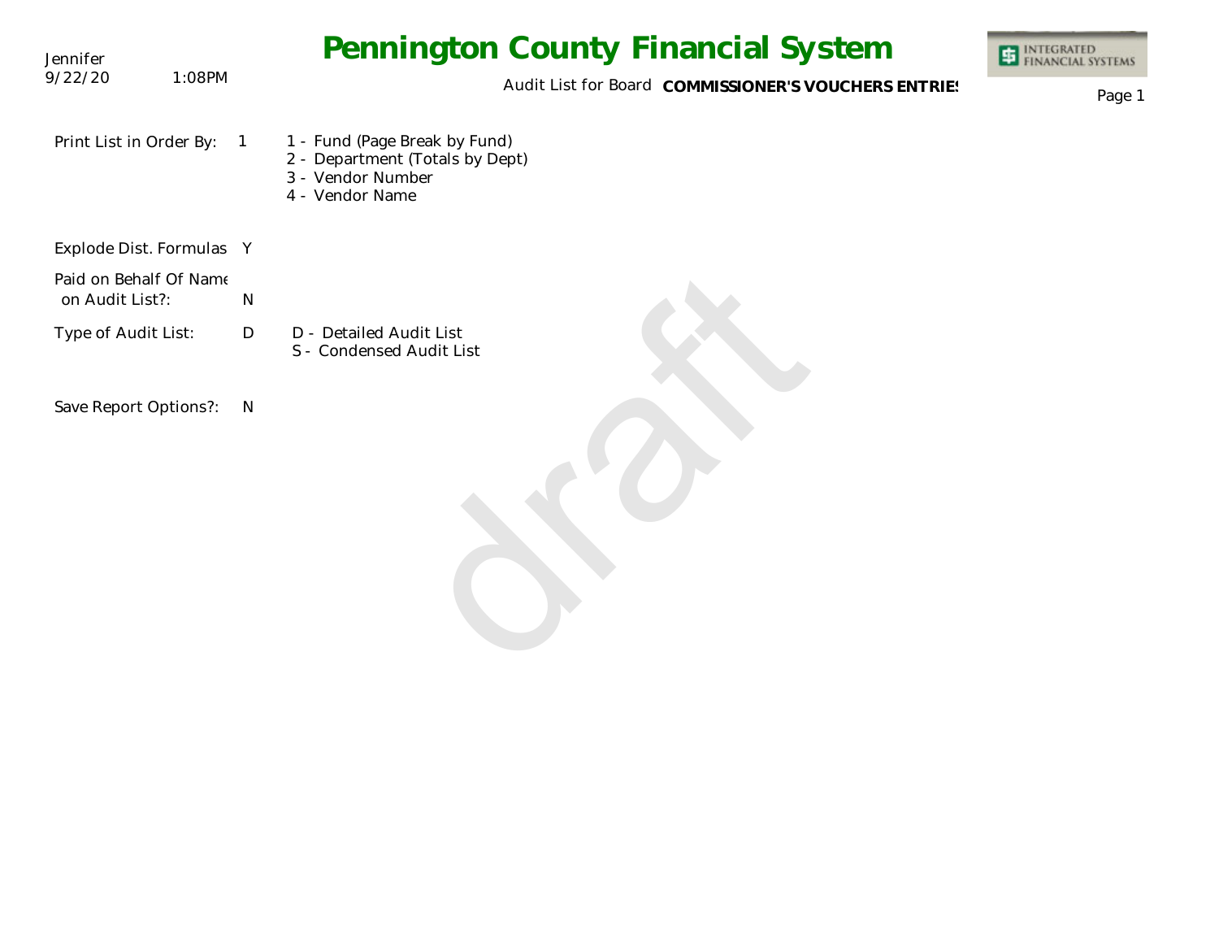Jennifer
9/22/20 1:08PM

# Pennington County Financial System

Audit List for Board **COMMISSIONER'S VOUCHERS ENTRIES**

Print List in Order By: 1

- 1 - Fund (Page Break by Fund)
- 2 - Department (Totals by Dept)
- 3 - Vendor Number
- 4 - Vendor Name

Explode Dist. Formulas Y

Paid on Behalf Of Name on Audit List?: N

Type of Audit List: D

- D - Detailed Audit List
- S - Condensed Audit List

Save Report Options?: N

draft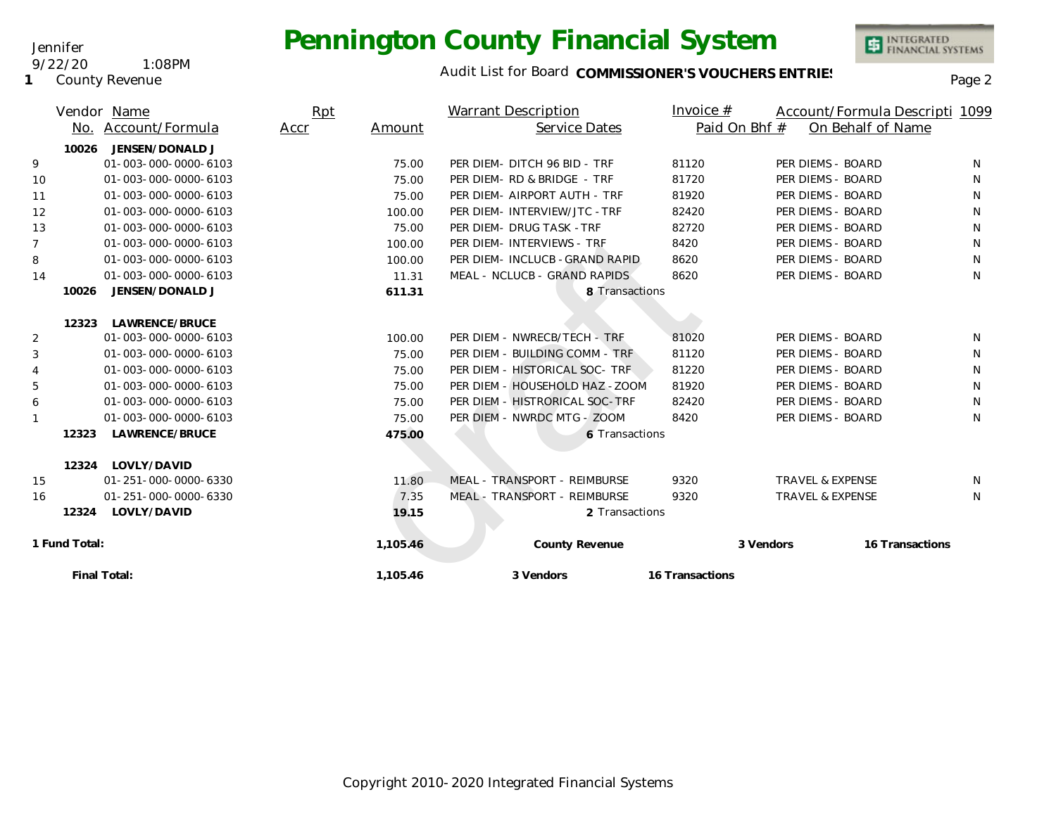Jennifer
9/22/20 1:08PM
**1** County Revenue

# Pennington County Financial System

Audit List for Board **COMMISSIONER'S VOUCHERS ENTRIES**

| | Vendor No. | Name / Account/Formula | Rpt Accr | Amount | Warrant Description / Service Dates | Invoice # / Paid On Bhf # | Account/Formula Descripti / On Behalf of Name | 1099 |
|---|---|---|---|---|---|---|---|---|
| | 10026 | **JENSEN/DONALD J** | | | | | | |
| 9 | | 01-003-000-0000-6103 | | 75.00 | PER DIEM- DITCH 96 BID - TRF | 81120 | PER DIEMS - BOARD | N |
| 10 | | 01-003-000-0000-6103 | | 75.00 | PER DIEM- RD & BRIDGE - TRF | 81720 | PER DIEMS - BOARD | N |
| 11 | | 01-003-000-0000-6103 | | 75.00 | PER DIEM- AIRPORT AUTH - TRF | 81920 | PER DIEMS - BOARD | N |
| 12 | | 01-003-000-0000-6103 | | 100.00 | PER DIEM- INTERVIEW/JTC - TRF | 82420 | PER DIEMS - BOARD | N |
| 13 | | 01-003-000-0000-6103 | | 75.00 | PER DIEM- DRUG TASK - TRF | 82720 | PER DIEMS - BOARD | N |
| 7 | | 01-003-000-0000-6103 | | 100.00 | PER DIEM- INTERVIEWS - TRF | 8420 | PER DIEMS - BOARD | N |
| 8 | | 01-003-000-0000-6103 | | 100.00 | PER DIEM- INCLUCB - GRAND RAPID | 8620 | PER DIEMS - BOARD | N |
| 14 | | 01-003-000-0000-6103 | | 11.31 | MEAL - NCLUCB - GRAND RAPIDS | 8620 | PER DIEMS - BOARD | N |
| | **10026** | **JENSEN/DONALD J** | | **611.31** | 8 Transactions | | | |
| | 12323 | **LAWRENCE/BRUCE** | | | | | | |
| 2 | | 01-003-000-0000-6103 | | 100.00 | PER DIEM - NWRECB/TECH - TRF | 81020 | PER DIEMS - BOARD | N |
| 3 | | 01-003-000-0000-6103 | | 75.00 | PER DIEM - BUILDING COMM - TRF | 81120 | PER DIEMS - BOARD | N |
| 4 | | 01-003-000-0000-6103 | | 75.00 | PER DIEM - HISTORICAL SOC- TRF | 81220 | PER DIEMS - BOARD | N |
| 5 | | 01-003-000-0000-6103 | | 75.00 | PER DIEM - HOUSEHOLD HAZ - ZOOM | 81920 | PER DIEMS - BOARD | N |
| 6 | | 01-003-000-0000-6103 | | 75.00 | PER DIEM - HISTRORICAL SOC-TRF | 82420 | PER DIEMS - BOARD | N |
| 1 | | 01-003-000-0000-6103 | | 75.00 | PER DIEM - NWRDC MTG - ZOOM | 8420 | PER DIEMS - BOARD | N |
| | **12323** | **LAWRENCE/BRUCE** | | **475.00** | 6 Transactions | | | |
| | 12324 | **LOVLY/DAVID** | | | | | | |
| 15 | | 01-251-000-0000-6330 | | 11.80 | MEAL - TRANSPORT - REIMBURSE | 9320 | TRAVEL & EXPENSE | N |
| 16 | | 01-251-000-0000-6330 | | 7.35 | MEAL - TRANSPORT - REIMBURSE | 9320 | TRAVEL & EXPENSE | N |
| | **12324** | **LOVLY/DAVID** | | **19.15** | 2 Transactions | | | |

| | | | |
|---|---|---|---|
| **1 Fund Total:** | **1,105.46** | **County Revenue** | **3 Vendors** **16 Transactions** |
| **Final Total:** | **1,105.46** | **3 Vendors** | **16 Transactions** |

Copyright 2010-2020 Integrated Financial Systems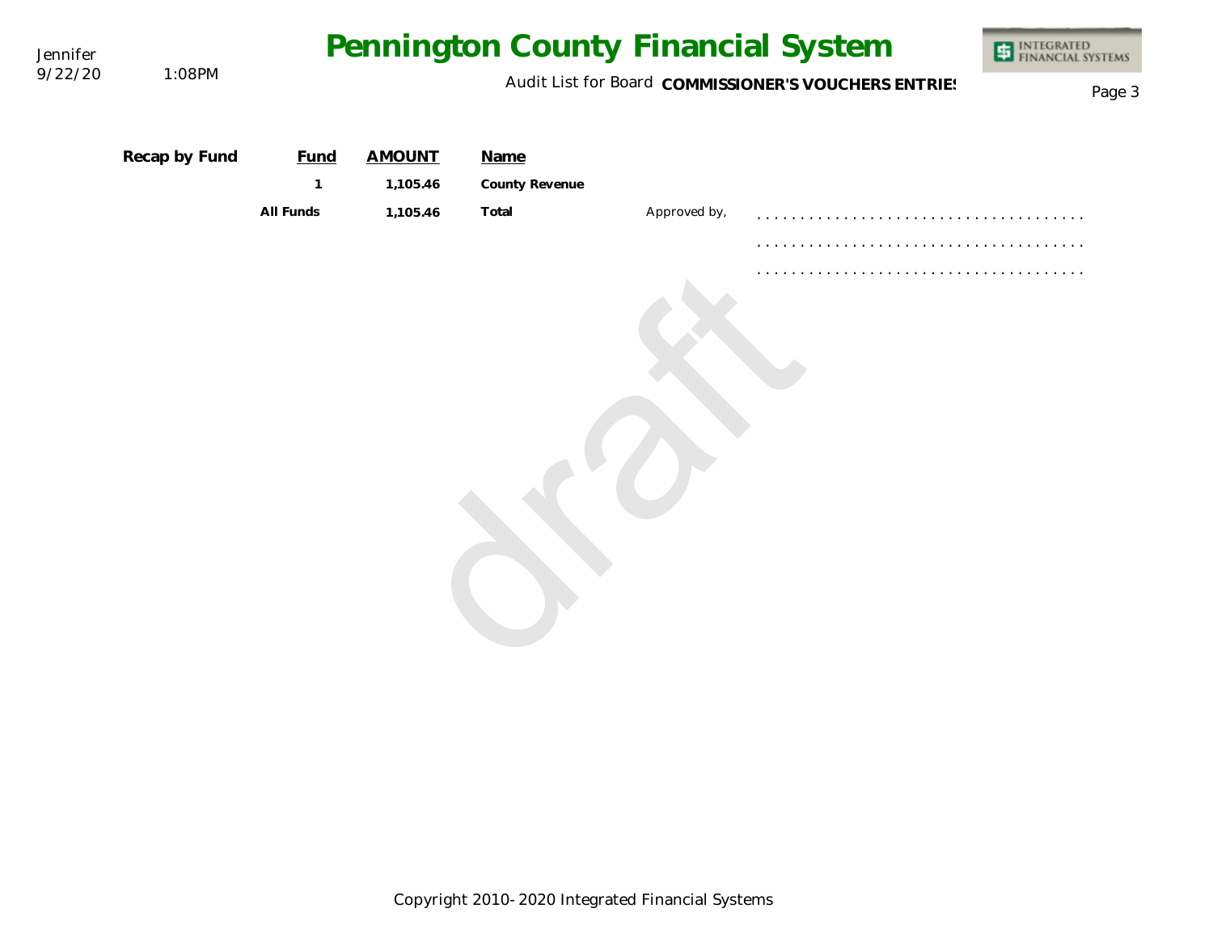| Recap by Fund | Fund | AMOUNT | Name |
|---|---|---|---|
| | 1 | 1,105.46 | County Revenue |
| | All Funds | 1,105.46 | Total |

Approved by, . . . . . . . . . . . . . . . . . . . . . . . . . . . . . . . . . . . . .

. . . . . . . . . . . . . . . . . . . . . . . . . . . . . . . . . . . . .

. . . . . . . . . . . . . . . . . . . . . . . . . . . . . . . . . . . . .